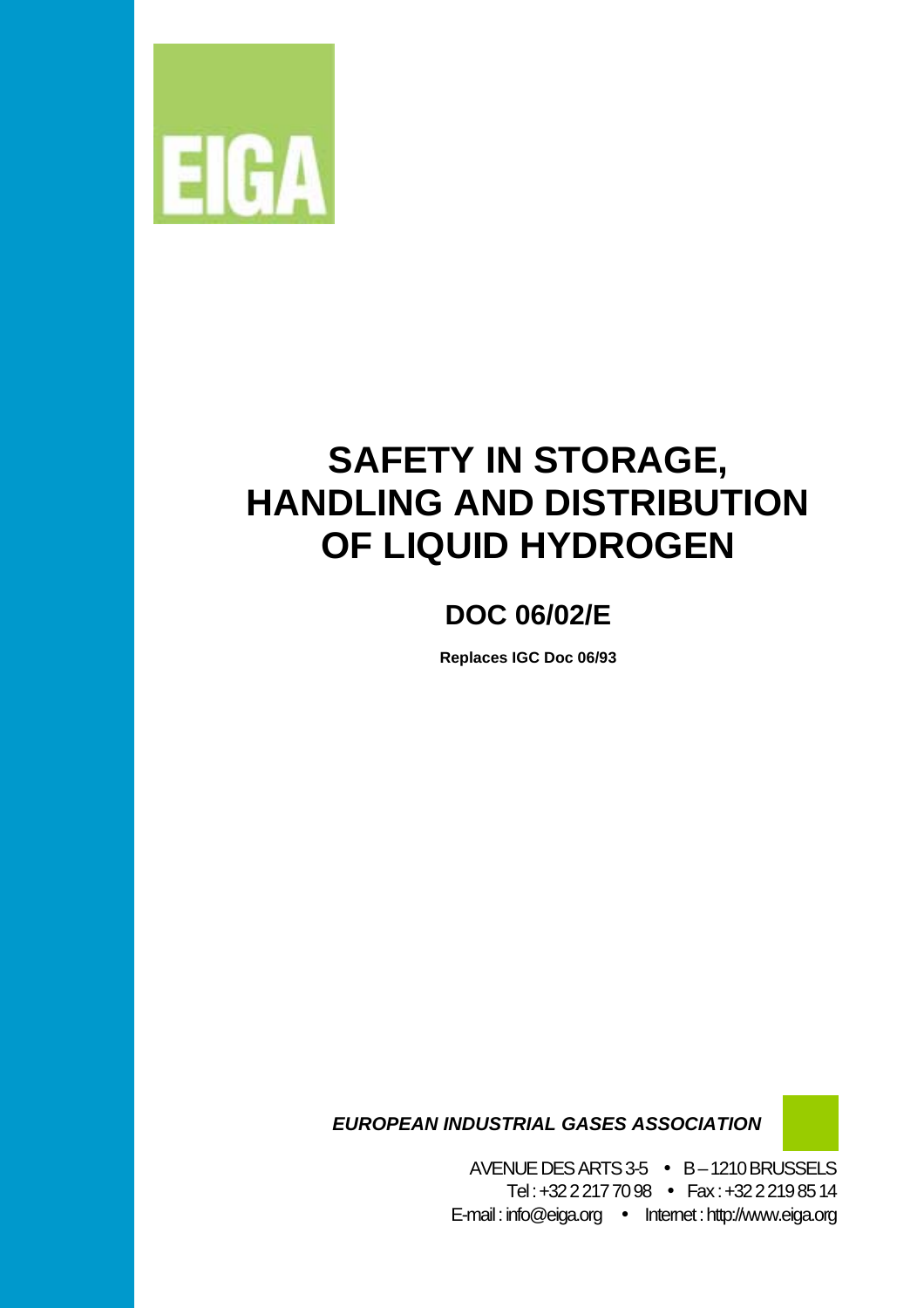EIGA

# SAFETY IN STORAGE, HANDLING AND DISTRIBUTION OF LIQUID HYDROGEN

## DOC 06/02/E

**Replaces IGC Doc 06/93**

***EUROPEAN INDUSTRIAL GASES ASSOCIATION***

AVENUE DES ARTS 3-5 • B – 1210 BRUSSELS
Tel : +32 2 217 70 98 • Fax : +32 2 219 85 14
E-mail : info@eiga.org • Internet : http://www.eiga.org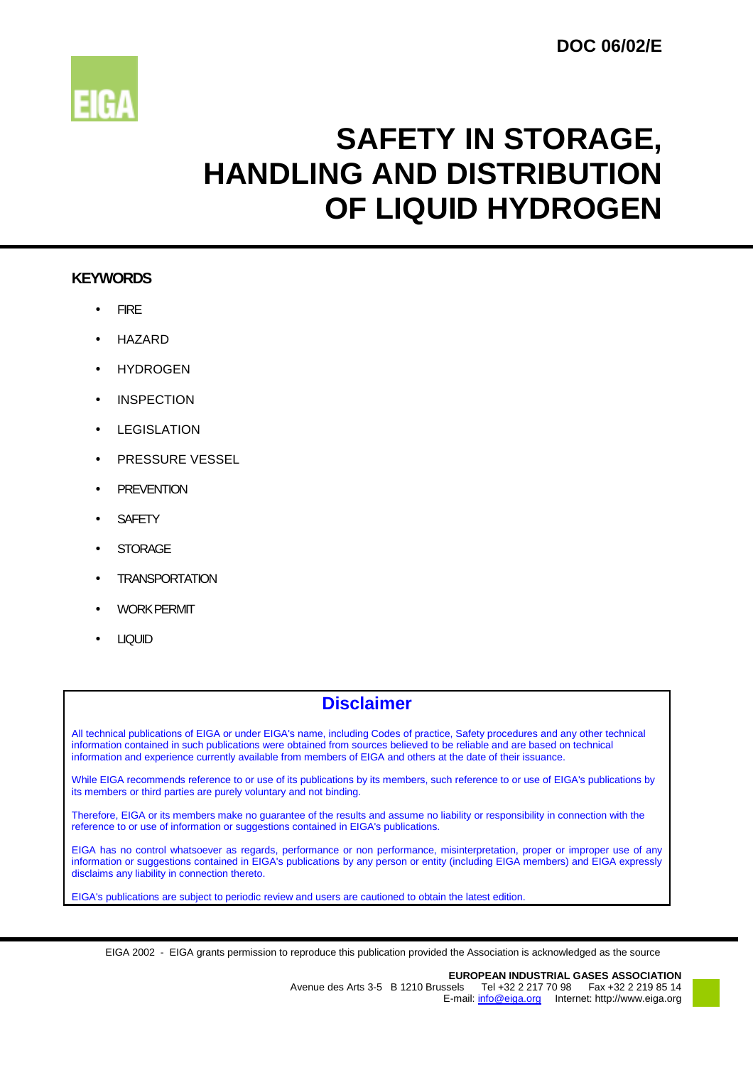DOC 06/02/E

EIGA

# SAFETY IN STORAGE, HANDLING AND DISTRIBUTION OF LIQUID HYDROGEN

## KEYWORDS

- FIRE
- HAZARD
- HYDROGEN
- INSPECTION
- LEGISLATION
- PRESSURE VESSEL
- PREVENTION
- SAFETY
- STORAGE
- TRANSPORTATION
- WORK PERMIT
- LIQUID

## Disclaimer

All technical publications of EIGA or under EIGA's name, including Codes of practice, Safety procedures and any other technical information contained in such publications were obtained from sources believed to be reliable and are based on technical information and experience currently available from members of EIGA and others at the date of their issuance.

While EIGA recommends reference to or use of its publications by its members, such reference to or use of EIGA's publications by its members or third parties are purely voluntary and not binding.

Therefore, EIGA or its members make no guarantee of the results and assume no liability or responsibility in connection with the reference to or use of information or suggestions contained in EIGA's publications.

EIGA has no control whatsoever as regards, performance or non performance, misinterpretation, proper or improper use of any information or suggestions contained in EIGA's publications by any person or entity (including EIGA members) and EIGA expressly disclaims any liability in connection thereto.

EIGA's publications are subject to periodic review and users are cautioned to obtain the latest edition.

EIGA 2002 - EIGA grants permission to reproduce this publication provided the Association is acknowledged as the source

**EUROPEAN INDUSTRIAL GASES ASSOCIATION**
Avenue des Arts 3-5 B 1210 Brussels Tel +32 2 217 70 98 Fax +32 2 219 85 14
E-mail: info@eiga.org Internet: http://www.eiga.org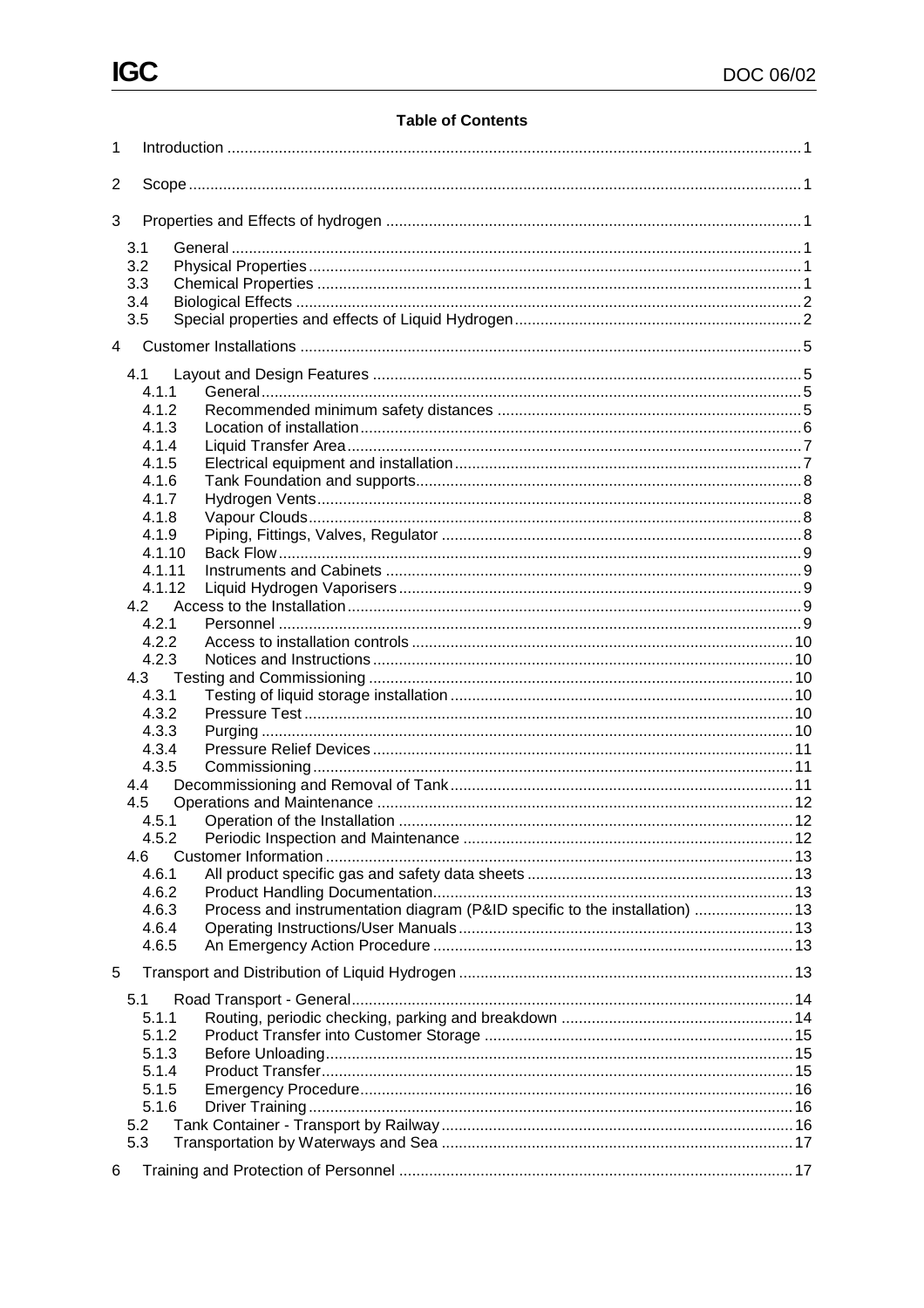**Table of Contents**

1 Introduction .... 1

2 Scope .... 1

3 Properties and Effects of hydrogen .... 1

- 3.1 General .... 1
- 3.2 Physical Properties .... 1
- 3.3 Chemical Properties .... 1
- 3.4 Biological Effects .... 2
- 3.5 Special properties and effects of Liquid Hydrogen .... 2

4 Customer Installations .... 5

- 4.1 Layout and Design Features .... 5
  - 4.1.1 General .... 5
  - 4.1.2 Recommended minimum safety distances .... 5
  - 4.1.3 Location of installation .... 6
  - 4.1.4 Liquid Transfer Area .... 7
  - 4.1.5 Electrical equipment and installation .... 7
  - 4.1.6 Tank Foundation and supports .... 8
  - 4.1.7 Hydrogen Vents .... 8
  - 4.1.8 Vapour Clouds .... 8
  - 4.1.9 Piping, Fittings, Valves, Regulator .... 8
  - 4.1.10 Back Flow .... 9
  - 4.1.11 Instruments and Cabinets .... 9
  - 4.1.12 Liquid Hydrogen Vaporisers .... 9
- 4.2 Access to the Installation .... 9
  - 4.2.1 Personnel .... 9
  - 4.2.2 Access to installation controls .... 10
  - 4.2.3 Notices and Instructions .... 10
- 4.3 Testing and Commissioning .... 10
  - 4.3.1 Testing of liquid storage installation .... 10
  - 4.3.2 Pressure Test .... 10
  - 4.3.3 Purging .... 10
  - 4.3.4 Pressure Relief Devices .... 11
  - 4.3.5 Commissioning .... 11
- 4.4 Decommissioning and Removal of Tank .... 11
- 4.5 Operations and Maintenance .... 12
  - 4.5.1 Operation of the Installation .... 12
  - 4.5.2 Periodic Inspection and Maintenance .... 12
- 4.6 Customer Information .... 13
  - 4.6.1 All product specific gas and safety data sheets .... 13
  - 4.6.2 Product Handling Documentation .... 13
  - 4.6.3 Process and instrumentation diagram (P&ID specific to the installation) .... 13
  - 4.6.4 Operating Instructions/User Manuals .... 13
  - 4.6.5 An Emergency Action Procedure .... 13

5 Transport and Distribution of Liquid Hydrogen .... 13

- 5.1 Road Transport - General .... 14
  - 5.1.1 Routing, periodic checking, parking and breakdown .... 14
  - 5.1.2 Product Transfer into Customer Storage .... 15
  - 5.1.3 Before Unloading .... 15
  - 5.1.4 Product Transfer .... 15
  - 5.1.5 Emergency Procedure .... 16
  - 5.1.6 Driver Training .... 16
- 5.2 Tank Container - Transport by Railway .... 16
- 5.3 Transportation by Waterways and Sea .... 17

6 Training and Protection of Personnel .... 17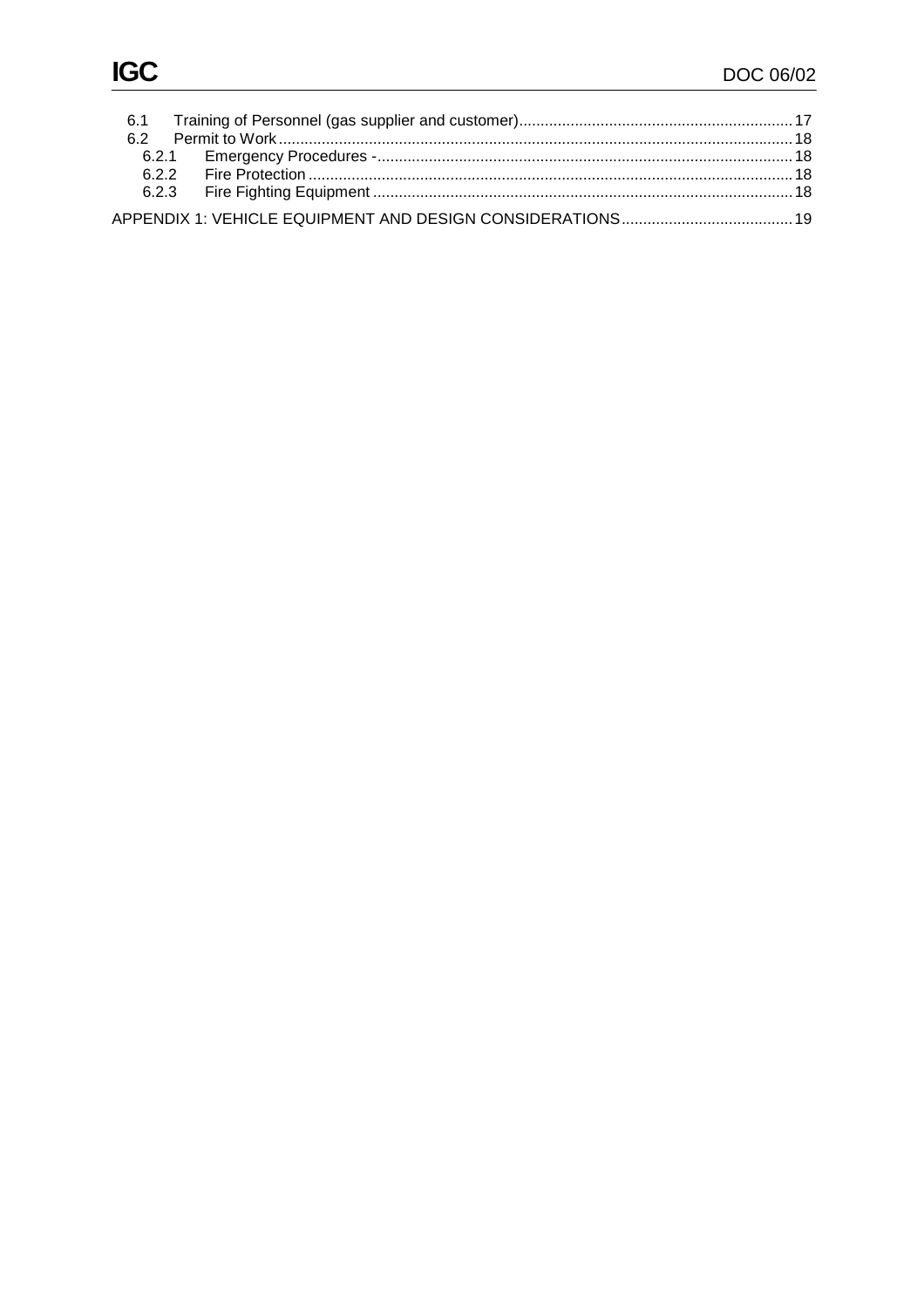6.1 Training of Personnel (gas supplier and customer) ... 17
6.2 Permit to Work ... 18
6.2.1 Emergency Procedures - ... 18
6.2.2 Fire Protection ... 18
6.2.3 Fire Fighting Equipment ... 18

APPENDIX 1: VEHICLE EQUIPMENT AND DESIGN CONSIDERATIONS ... 19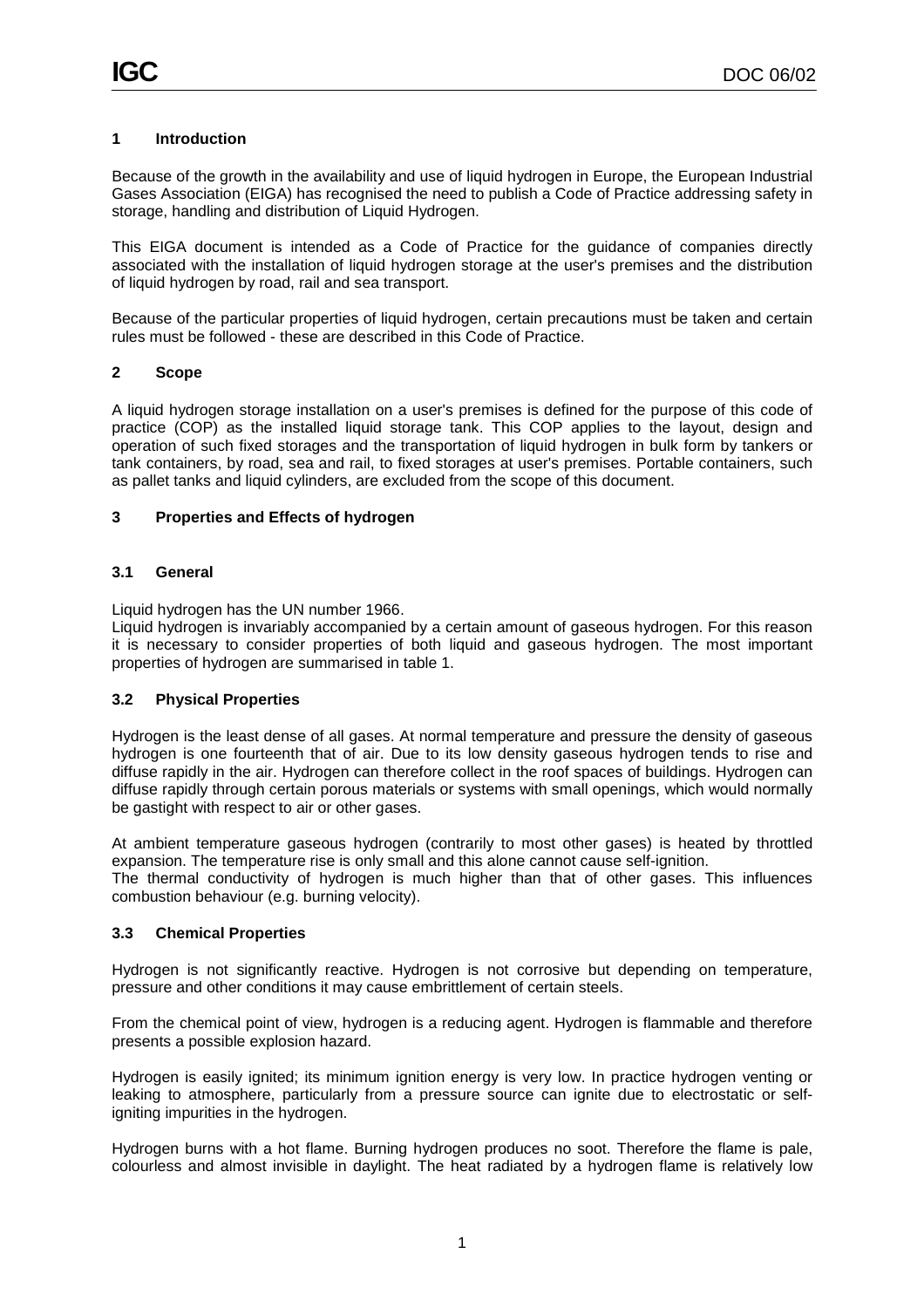## 1 Introduction

Because of the growth in the availability and use of liquid hydrogen in Europe, the European Industrial Gases Association (EIGA) has recognised the need to publish a Code of Practice addressing safety in storage, handling and distribution of Liquid Hydrogen.

This EIGA document is intended as a Code of Practice for the guidance of companies directly associated with the installation of liquid hydrogen storage at the user's premises and the distribution of liquid hydrogen by road, rail and sea transport.

Because of the particular properties of liquid hydrogen, certain precautions must be taken and certain rules must be followed - these are described in this Code of Practice.

## 2 Scope

A liquid hydrogen storage installation on a user's premises is defined for the purpose of this code of practice (COP) as the installed liquid storage tank. This COP applies to the layout, design and operation of such fixed storages and the transportation of liquid hydrogen in bulk form by tankers or tank containers, by road, sea and rail, to fixed storages at user's premises. Portable containers, such as pallet tanks and liquid cylinders, are excluded from the scope of this document.

## 3 Properties and Effects of hydrogen

### 3.1 General

Liquid hydrogen has the UN number 1966.
Liquid hydrogen is invariably accompanied by a certain amount of gaseous hydrogen. For this reason it is necessary to consider properties of both liquid and gaseous hydrogen. The most important properties of hydrogen are summarised in table 1.

### 3.2 Physical Properties

Hydrogen is the least dense of all gases. At normal temperature and pressure the density of gaseous hydrogen is one fourteenth that of air. Due to its low density gaseous hydrogen tends to rise and diffuse rapidly in the air. Hydrogen can therefore collect in the roof spaces of buildings. Hydrogen can diffuse rapidly through certain porous materials or systems with small openings, which would normally be gastight with respect to air or other gases.

At ambient temperature gaseous hydrogen (contrarily to most other gases) is heated by throttled expansion. The temperature rise is only small and this alone cannot cause self-ignition.
The thermal conductivity of hydrogen is much higher than that of other gases. This influences combustion behaviour (e.g. burning velocity).

### 3.3 Chemical Properties

Hydrogen is not significantly reactive. Hydrogen is not corrosive but depending on temperature, pressure and other conditions it may cause embrittlement of certain steels.

From the chemical point of view, hydrogen is a reducing agent. Hydrogen is flammable and therefore presents a possible explosion hazard.

Hydrogen is easily ignited; its minimum ignition energy is very low. In practice hydrogen venting or leaking to atmosphere, particularly from a pressure source can ignite due to electrostatic or self-igniting impurities in the hydrogen.

Hydrogen burns with a hot flame. Burning hydrogen produces no soot. Therefore the flame is pale, colourless and almost invisible in daylight. The heat radiated by a hydrogen flame is relatively low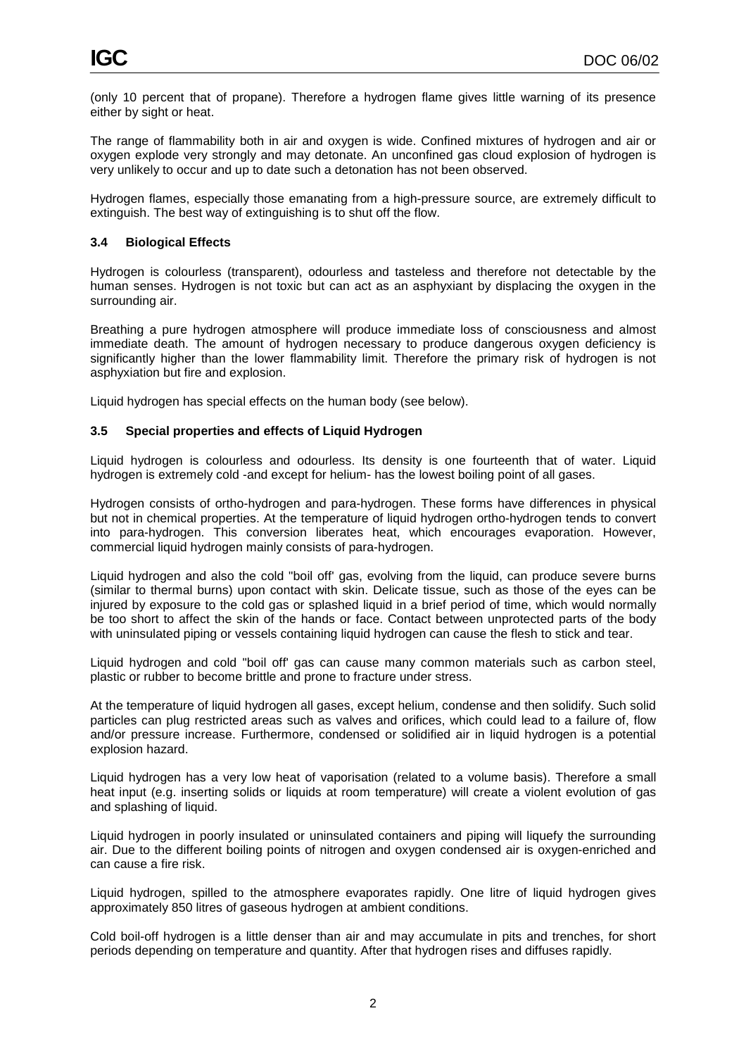(only 10 percent that of propane). Therefore a hydrogen flame gives little warning of its presence either by sight or heat.

The range of flammability both in air and oxygen is wide. Confined mixtures of hydrogen and air or oxygen explode very strongly and may detonate. An unconfined gas cloud explosion of hydrogen is very unlikely to occur and up to date such a detonation has not been observed.

Hydrogen flames, especially those emanating from a high-pressure source, are extremely difficult to extinguish. The best way of extinguishing is to shut off the flow.

### 3.4 Biological Effects

Hydrogen is colourless (transparent), odourless and tasteless and therefore not detectable by the human senses. Hydrogen is not toxic but can act as an asphyxiant by displacing the oxygen in the surrounding air.

Breathing a pure hydrogen atmosphere will produce immediate loss of consciousness and almost immediate death. The amount of hydrogen necessary to produce dangerous oxygen deficiency is significantly higher than the lower flammability limit. Therefore the primary risk of hydrogen is not asphyxiation but fire and explosion.

Liquid hydrogen has special effects on the human body (see below).

### 3.5 Special properties and effects of Liquid Hydrogen

Liquid hydrogen is colourless and odourless. Its density is one fourteenth that of water. Liquid hydrogen is extremely cold -and except for helium- has the lowest boiling point of all gases.

Hydrogen consists of ortho-hydrogen and para-hydrogen. These forms have differences in physical but not in chemical properties. At the temperature of liquid hydrogen ortho-hydrogen tends to convert into para-hydrogen. This conversion liberates heat, which encourages evaporation. However, commercial liquid hydrogen mainly consists of para-hydrogen.

Liquid hydrogen and also the cold "boil off' gas, evolving from the liquid, can produce severe burns (similar to thermal burns) upon contact with skin. Delicate tissue, such as those of the eyes can be injured by exposure to the cold gas or splashed liquid in a brief period of time, which would normally be too short to affect the skin of the hands or face. Contact between unprotected parts of the body with uninsulated piping or vessels containing liquid hydrogen can cause the flesh to stick and tear.

Liquid hydrogen and cold "boil off" gas can cause many common materials such as carbon steel, plastic or rubber to become brittle and prone to fracture under stress.

At the temperature of liquid hydrogen all gases, except helium, condense and then solidify. Such solid particles can plug restricted areas such as valves and orifices, which could lead to a failure of, flow and/or pressure increase. Furthermore, condensed or solidified air in liquid hydrogen is a potential explosion hazard.

Liquid hydrogen has a very low heat of vaporisation (related to a volume basis). Therefore a small heat input (e.g. inserting solids or liquids at room temperature) will create a violent evolution of gas and splashing of liquid.

Liquid hydrogen in poorly insulated or uninsulated containers and piping will liquefy the surrounding air. Due to the different boiling points of nitrogen and oxygen condensed air is oxygen-enriched and can cause a fire risk.

Liquid hydrogen, spilled to the atmosphere evaporates rapidly. One litre of liquid hydrogen gives approximately 850 litres of gaseous hydrogen at ambient conditions.

Cold boil-off hydrogen is a little denser than air and may accumulate in pits and trenches, for short periods depending on temperature and quantity. After that hydrogen rises and diffuses rapidly.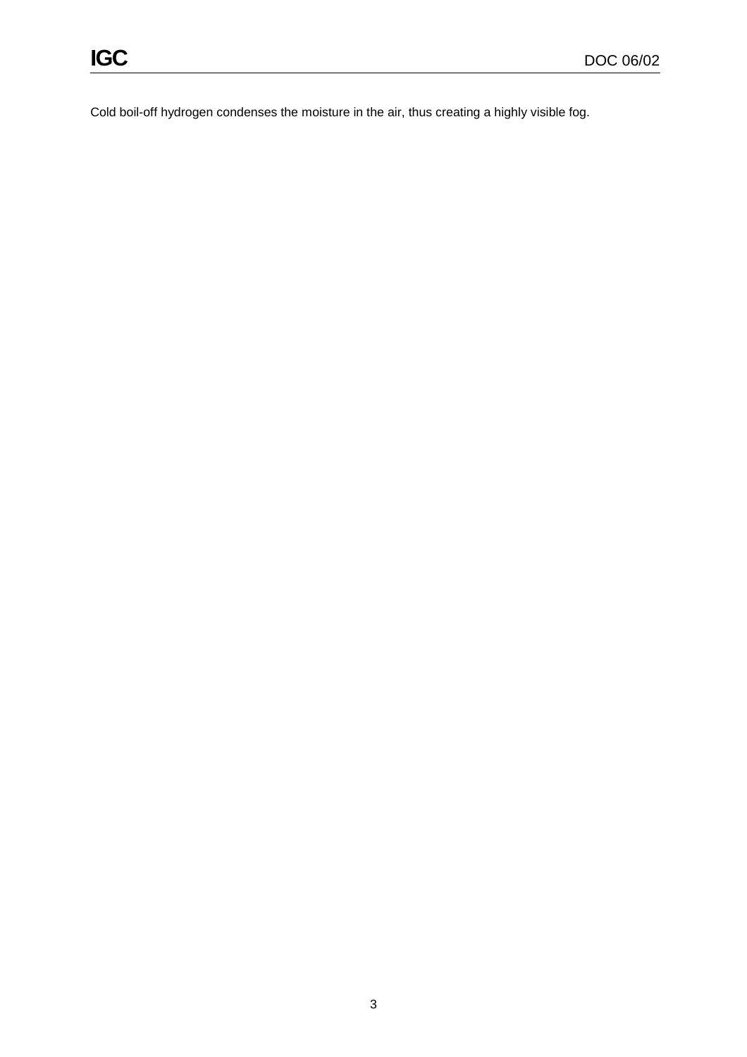Cold boil-off hydrogen condenses the moisture in the air, thus creating a highly visible fog.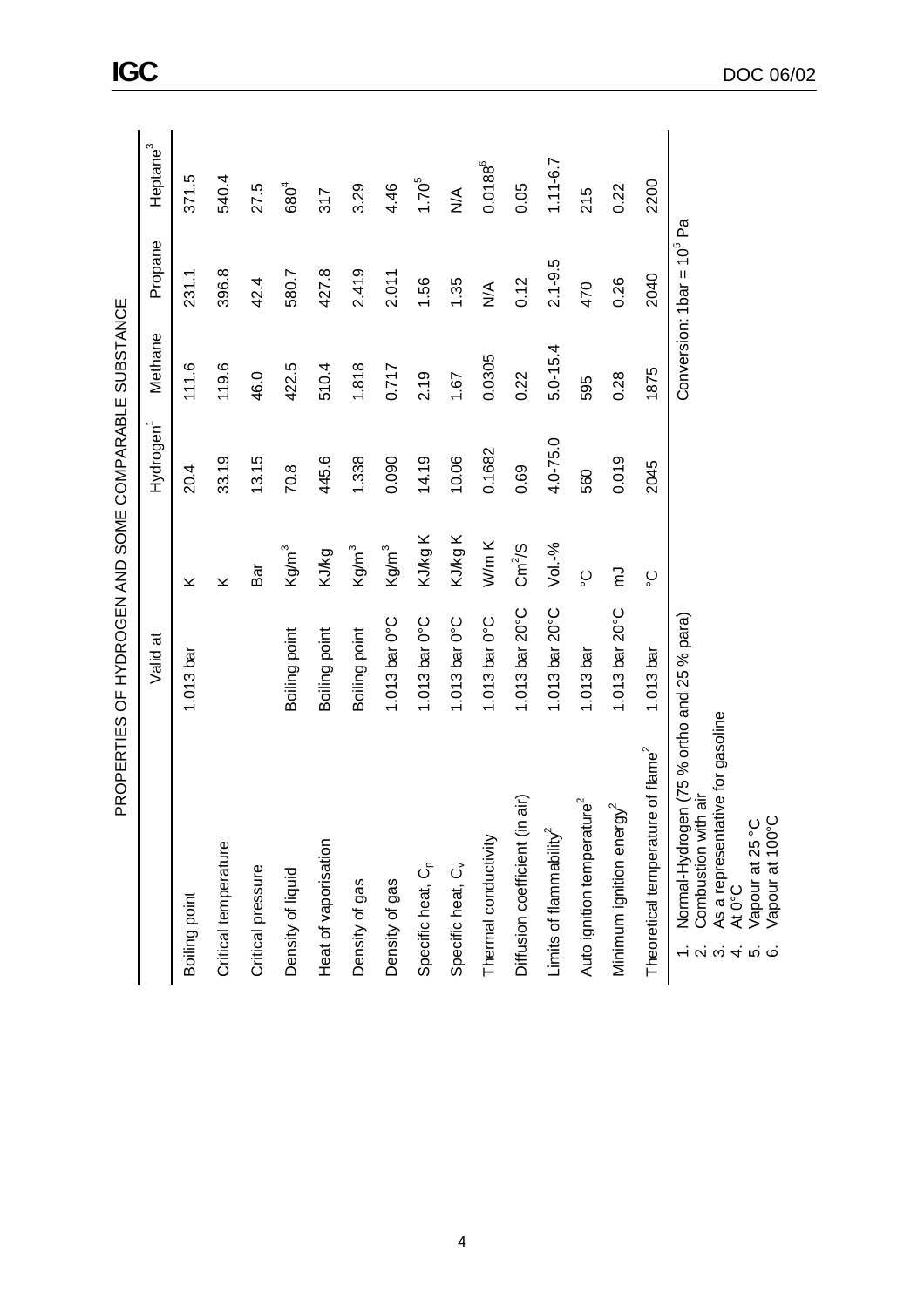PROPERTIES OF HYDROGEN AND SOME COMPARABLE SUBSTANCE

| | Valid at | | Hydrogen[1] | Methane | Propane | Heptane[3] |
|---|---|---|---|---|---|---|
| Boiling point | 1.013 bar | K | 20.4 | 111.6 | 231.1 | 371.5 |
| Critical temperature | | K | 33.19 | 119.6 | 396.8 | 540.4 |
| Critical pressure | | Bar | 13.15 | 46.0 | 42.4 | 27.5 |
| Density of liquid | Boiling point | Kg/m$^3$ | 70.8 | 422.5 | 580.7 | 680[4] |
| Heat of vaporisation | Boiling point | KJ/kg | 445.6 | 510.4 | 427.8 | 317 |
| Density of gas | Boiling point | Kg/m$^3$ | 1.338 | 1.818 | 2.419 | 3.29 |
| Density of gas | 1.013 bar 0°C | Kg/m$^3$ | 0.090 | 0.717 | 2.011 | 4.46 |
| Specific heat, $C_p$ | 1.013 bar 0°C | KJ/kg K | 14.19 | 2.19 | 1.56 | 1.70[5] |
| Specific heat, $C_v$ | 1.013 bar 0°C | KJ/kg K | 10.06 | 1.67 | 1.35 | N/A |
| Thermal conductivity | 1.013 bar 0°C | W/m K | 0.1682 | 0.0305 | N/A | 0.0188[6] |
| Diffusion coefficient (in air) | 1.013 bar 20°C | Cm$^2$/S | 0.69 | 0.22 | 0.12 | 0.05 |
| Limits of flammability[2] | 1.013 bar 20°C | Vol.-% | 4.0-75.0 | 5.0-15.4 | 2.1-9.5 | 1.11-6.7 |
| Auto ignition temperature[2] | 1.013 bar | °C | 560 | 595 | 470 | 215 |
| Minimum ignition energy[2] | 1.013 bar 20°C | mJ | 0.019 | 0.28 | 0.26 | 0.22 |
| Theoretical temperature of flame[2] | 1.013 bar | °C | 2045 | 1875 | 2040 | 2200 |

1. Normal-Hydrogen (75 % ortho and 25 % para)
2. Combustion with air
3. As a representative for gasoline
4. At 0°C
5. Vapour at 25 °C
6. Vapour at 100°C

Conversion: 1bar = $10^5$ Pa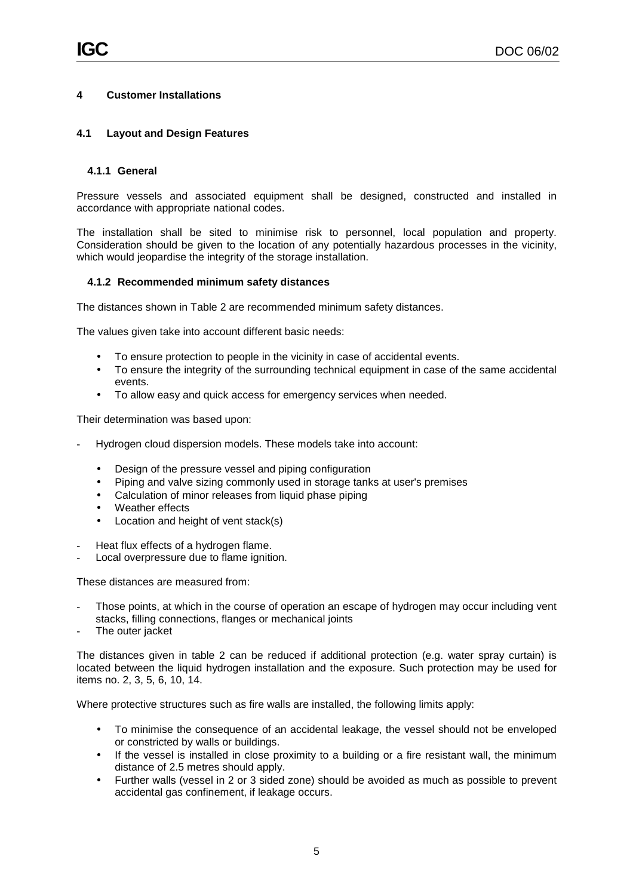## 4 Customer Installations

### 4.1 Layout and Design Features

#### 4.1.1 General

Pressure vessels and associated equipment shall be designed, constructed and installed in accordance with appropriate national codes.

The installation shall be sited to minimise risk to personnel, local population and property. Consideration should be given to the location of any potentially hazardous processes in the vicinity, which would jeopardise the integrity of the storage installation.

#### 4.1.2 Recommended minimum safety distances

The distances shown in Table 2 are recommended minimum safety distances.

The values given take into account different basic needs:

- To ensure protection to people in the vicinity in case of accidental events.
- To ensure the integrity of the surrounding technical equipment in case of the same accidental events.
- To allow easy and quick access for emergency services when needed.

Their determination was based upon:

- Hydrogen cloud dispersion models. These models take into account:
  - Design of the pressure vessel and piping configuration
  - Piping and valve sizing commonly used in storage tanks at user's premises
  - Calculation of minor releases from liquid phase piping
  - Weather effects
  - Location and height of vent stack(s)
- Heat flux effects of a hydrogen flame.
- Local overpressure due to flame ignition.

These distances are measured from:

- Those points, at which in the course of operation an escape of hydrogen may occur including vent stacks, filling connections, flanges or mechanical joints
- The outer jacket

The distances given in table 2 can be reduced if additional protection (e.g. water spray curtain) is located between the liquid hydrogen installation and the exposure. Such protection may be used for items no. 2, 3, 5, 6, 10, 14.

Where protective structures such as fire walls are installed, the following limits apply:

- To minimise the consequence of an accidental leakage, the vessel should not be enveloped or constricted by walls or buildings.
- If the vessel is installed in close proximity to a building or a fire resistant wall, the minimum distance of 2.5 metres should apply.
- Further walls (vessel in 2 or 3 sided zone) should be avoided as much as possible to prevent accidental gas confinement, if leakage occurs.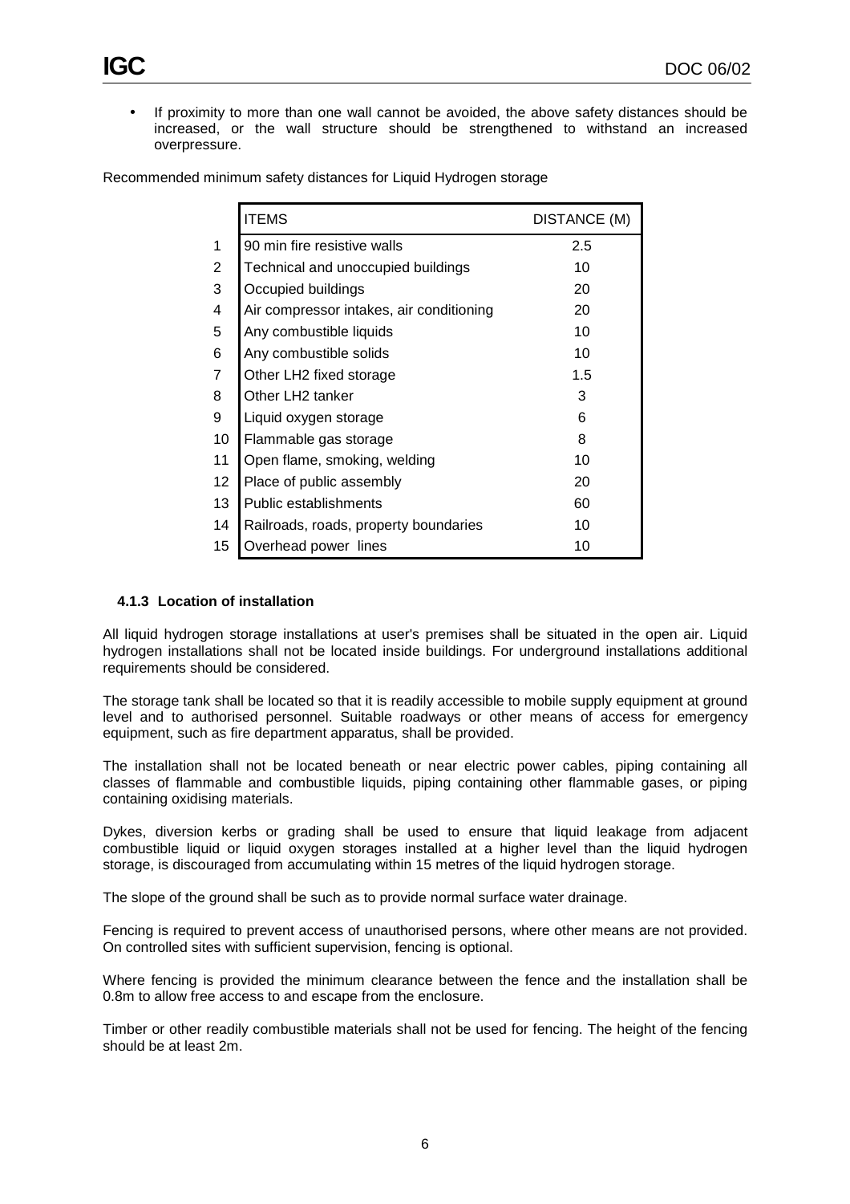- If proximity to more than one wall cannot be avoided, the above safety distances should be increased, or the wall structure should be strengthened to withstand an increased overpressure.

Recommended minimum safety distances for Liquid Hydrogen storage

| | ITEMS | DISTANCE (M) |
|---|---|---|
| 1 | 90 min fire resistive walls | 2.5 |
| 2 | Technical and unoccupied buildings | 10 |
| 3 | Occupied buildings | 20 |
| 4 | Air compressor intakes, air conditioning | 20 |
| 5 | Any combustible liquids | 10 |
| 6 | Any combustible solids | 10 |
| 7 | Other LH2 fixed storage | 1.5 |
| 8 | Other LH2 tanker | 3 |
| 9 | Liquid oxygen storage | 6 |
| 10 | Flammable gas storage | 8 |
| 11 | Open flame, smoking, welding | 10 |
| 12 | Place of public assembly | 20 |
| 13 | Public establishments | 60 |
| 14 | Railroads, roads, property boundaries | 10 |
| 15 | Overhead power lines | 10 |

#### 4.1.3 Location of installation

All liquid hydrogen storage installations at user's premises shall be situated in the open air. Liquid hydrogen installations shall not be located inside buildings. For underground installations additional requirements should be considered.

The storage tank shall be located so that it is readily accessible to mobile supply equipment at ground level and to authorised personnel. Suitable roadways or other means of access for emergency equipment, such as fire department apparatus, shall be provided.

The installation shall not be located beneath or near electric power cables, piping containing all classes of flammable and combustible liquids, piping containing other flammable gases, or piping containing oxidising materials.

Dykes, diversion kerbs or grading shall be used to ensure that liquid leakage from adjacent combustible liquid or liquid oxygen storages installed at a higher level than the liquid hydrogen storage, is discouraged from accumulating within 15 metres of the liquid hydrogen storage.

The slope of the ground shall be such as to provide normal surface water drainage.

Fencing is required to prevent access of unauthorised persons, where other means are not provided. On controlled sites with sufficient supervision, fencing is optional.

Where fencing is provided the minimum clearance between the fence and the installation shall be 0.8m to allow free access to and escape from the enclosure.

Timber or other readily combustible materials shall not be used for fencing. The height of the fencing should be at least 2m.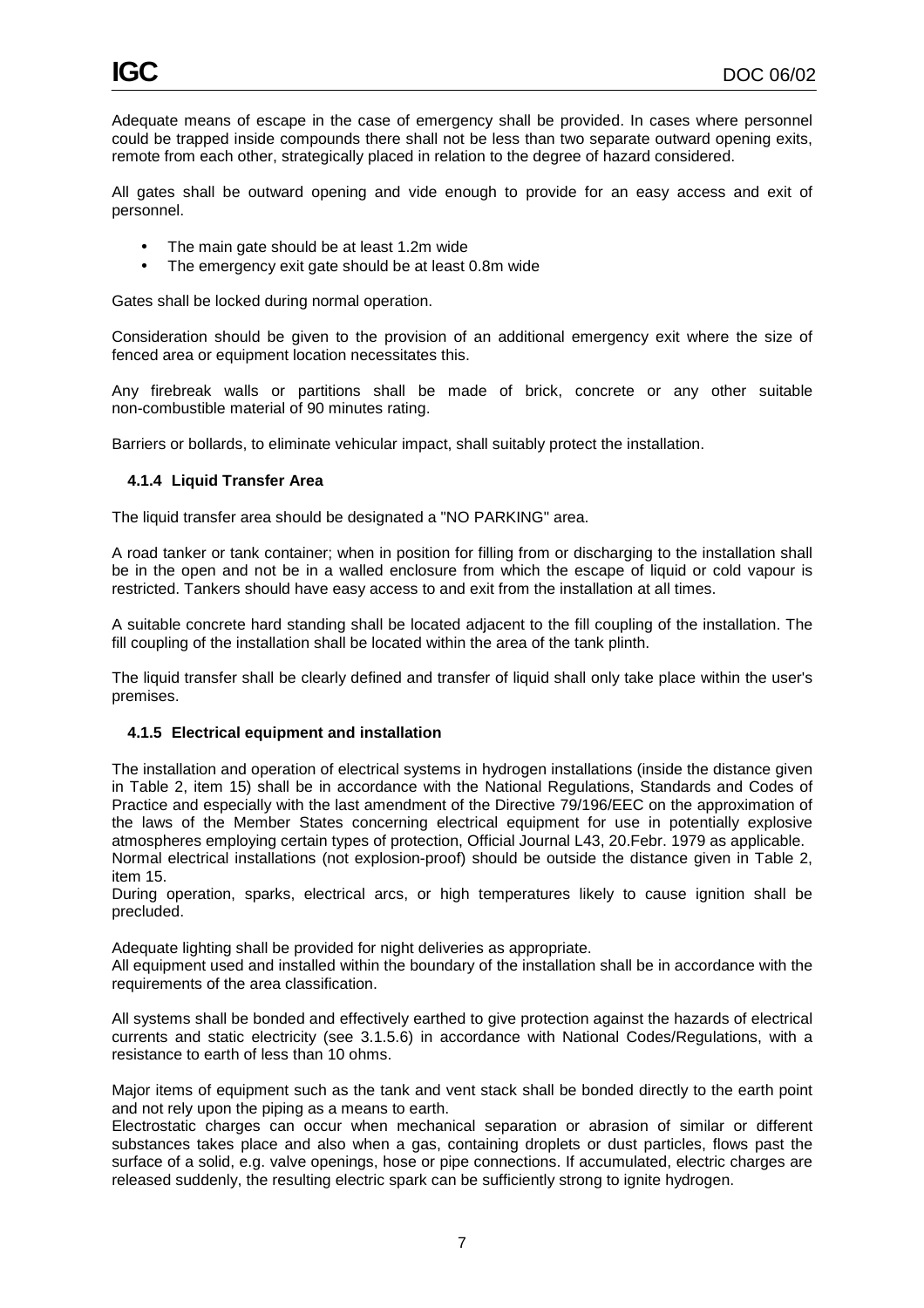Adequate means of escape in the case of emergency shall be provided. In cases where personnel could be trapped inside compounds there shall not be less than two separate outward opening exits, remote from each other, strategically placed in relation to the degree of hazard considered.

All gates shall be outward opening and vide enough to provide for an easy access and exit of personnel.

- The main gate should be at least 1.2m wide
- The emergency exit gate should be at least 0.8m wide

Gates shall be locked during normal operation.

Consideration should be given to the provision of an additional emergency exit where the size of fenced area or equipment location necessitates this.

Any firebreak walls or partitions shall be made of brick, concrete or any other suitable non-combustible material of 90 minutes rating.

Barriers or bollards, to eliminate vehicular impact, shall suitably protect the installation.

### 4.1.4 Liquid Transfer Area

The liquid transfer area should be designated a "NO PARKING" area.

A road tanker or tank container; when in position for filling from or discharging to the installation shall be in the open and not be in a walled enclosure from which the escape of liquid or cold vapour is restricted. Tankers should have easy access to and exit from the installation at all times.

A suitable concrete hard standing shall be located adjacent to the fill coupling of the installation. The fill coupling of the installation shall be located within the area of the tank plinth.

The liquid transfer shall be clearly defined and transfer of liquid shall only take place within the user's premises.

### 4.1.5 Electrical equipment and installation

The installation and operation of electrical systems in hydrogen installations (inside the distance given in Table 2, item 15) shall be in accordance with the National Regulations, Standards and Codes of Practice and especially with the last amendment of the Directive 79/196/EEC on the approximation of the laws of the Member States concerning electrical equipment for use in potentially explosive atmospheres employing certain types of protection, Official Journal L43, 20.Febr. 1979 as applicable.
Normal electrical installations (not explosion-proof) should be outside the distance given in Table 2, item 15.
During operation, sparks, electrical arcs, or high temperatures likely to cause ignition shall be precluded.

Adequate lighting shall be provided for night deliveries as appropriate.
All equipment used and installed within the boundary of the installation shall be in accordance with the requirements of the area classification.

All systems shall be bonded and effectively earthed to give protection against the hazards of electrical currents and static electricity (see 3.1.5.6) in accordance with National Codes/Regulations, with a resistance to earth of less than 10 ohms.

Major items of equipment such as the tank and vent stack shall be bonded directly to the earth point and not rely upon the piping as a means to earth.
Electrostatic charges can occur when mechanical separation or abrasion of similar or different substances takes place and also when a gas, containing droplets or dust particles, flows past the surface of a solid, e.g. valve openings, hose or pipe connections. If accumulated, electric charges are released suddenly, the resulting electric spark can be sufficiently strong to ignite hydrogen.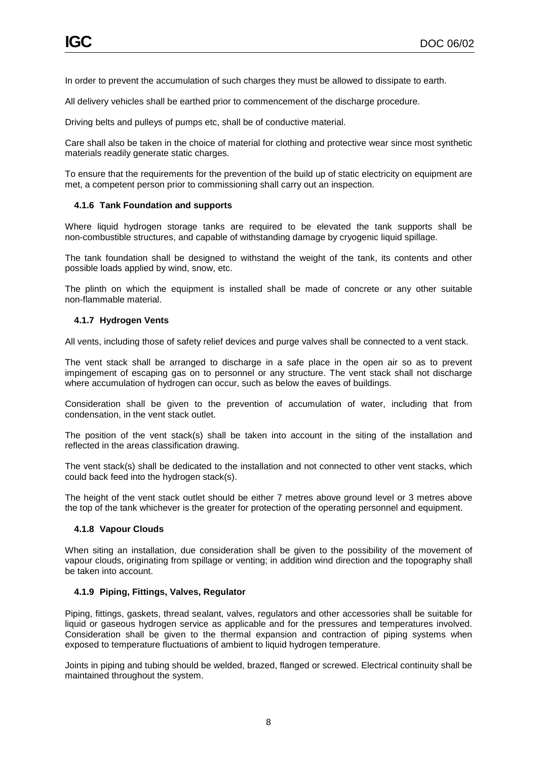In order to prevent the accumulation of such charges they must be allowed to dissipate to earth.

All delivery vehicles shall be earthed prior to commencement of the discharge procedure.

Driving belts and pulleys of pumps etc, shall be of conductive material.

Care shall also be taken in the choice of material for clothing and protective wear since most synthetic materials readily generate static charges.

To ensure that the requirements for the prevention of the build up of static electricity on equipment are met, a competent person prior to commissioning shall carry out an inspection.

### 4.1.6 Tank Foundation and supports

Where liquid hydrogen storage tanks are required to be elevated the tank supports shall be non-combustible structures, and capable of withstanding damage by cryogenic liquid spillage.

The tank foundation shall be designed to withstand the weight of the tank, its contents and other possible loads applied by wind, snow, etc.

The plinth on which the equipment is installed shall be made of concrete or any other suitable non-flammable material.

### 4.1.7 Hydrogen Vents

All vents, including those of safety relief devices and purge valves shall be connected to a vent stack.

The vent stack shall be arranged to discharge in a safe place in the open air so as to prevent impingement of escaping gas on to personnel or any structure. The vent stack shall not discharge where accumulation of hydrogen can occur, such as below the eaves of buildings.

Consideration shall be given to the prevention of accumulation of water, including that from condensation, in the vent stack outlet.

The position of the vent stack(s) shall be taken into account in the siting of the installation and reflected in the areas classification drawing.

The vent stack(s) shall be dedicated to the installation and not connected to other vent stacks, which could back feed into the hydrogen stack(s).

The height of the vent stack outlet should be either 7 metres above ground level or 3 metres above the top of the tank whichever is the greater for protection of the operating personnel and equipment.

### 4.1.8 Vapour Clouds

When siting an installation, due consideration shall be given to the possibility of the movement of vapour clouds, originating from spillage or venting; in addition wind direction and the topography shall be taken into account.

### 4.1.9 Piping, Fittings, Valves, Regulator

Piping, fittings, gaskets, thread sealant, valves, regulators and other accessories shall be suitable for liquid or gaseous hydrogen service as applicable and for the pressures and temperatures involved. Consideration shall be given to the thermal expansion and contraction of piping systems when exposed to temperature fluctuations of ambient to liquid hydrogen temperature.

Joints in piping and tubing should be welded, brazed, flanged or screwed. Electrical continuity shall be maintained throughout the system.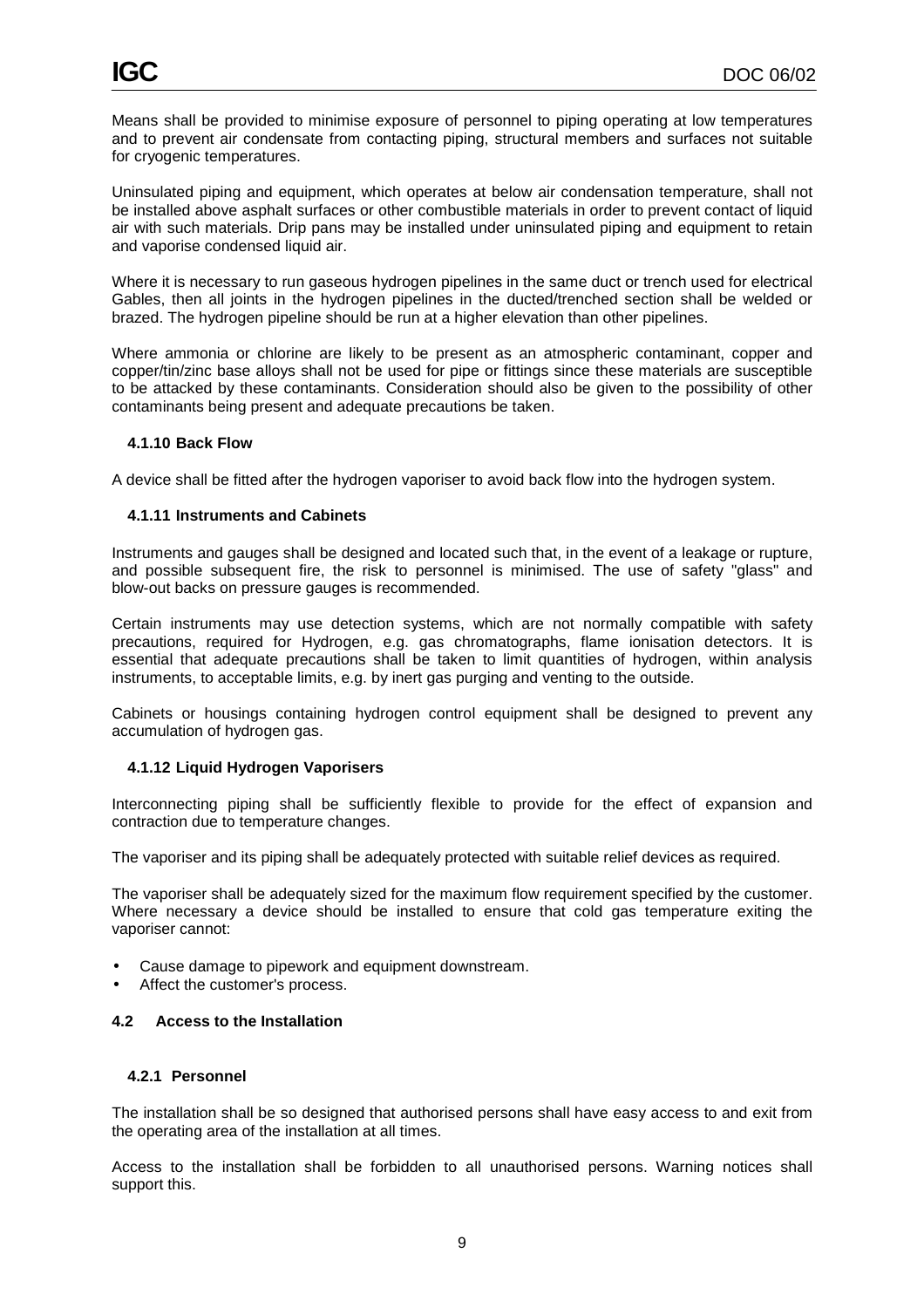Means shall be provided to minimise exposure of personnel to piping operating at low temperatures and to prevent air condensate from contacting piping, structural members and surfaces not suitable for cryogenic temperatures.

Uninsulated piping and equipment, which operates at below air condensation temperature, shall not be installed above asphalt surfaces or other combustible materials in order to prevent contact of liquid air with such materials. Drip pans may be installed under uninsulated piping and equipment to retain and vaporise condensed liquid air.

Where it is necessary to run gaseous hydrogen pipelines in the same duct or trench used for electrical Gables, then all joints in the hydrogen pipelines in the ducted/trenched section shall be welded or brazed. The hydrogen pipeline should be run at a higher elevation than other pipelines.

Where ammonia or chlorine are likely to be present as an atmospheric contaminant, copper and copper/tin/zinc base alloys shall not be used for pipe or fittings since these materials are susceptible to be attacked by these contaminants. Consideration should also be given to the possibility of other contaminants being present and adequate precautions be taken.

#### 4.1.10 Back Flow

A device shall be fitted after the hydrogen vaporiser to avoid back flow into the hydrogen system.

#### 4.1.11 Instruments and Cabinets

Instruments and gauges shall be designed and located such that, in the event of a leakage or rupture, and possible subsequent fire, the risk to personnel is minimised. The use of safety "glass" and blow-out backs on pressure gauges is recommended.

Certain instruments may use detection systems, which are not normally compatible with safety precautions, required for Hydrogen, e.g. gas chromatographs, flame ionisation detectors. It is essential that adequate precautions shall be taken to limit quantities of hydrogen, within analysis instruments, to acceptable limits, e.g. by inert gas purging and venting to the outside.

Cabinets or housings containing hydrogen control equipment shall be designed to prevent any accumulation of hydrogen gas.

#### 4.1.12 Liquid Hydrogen Vaporisers

Interconnecting piping shall be sufficiently flexible to provide for the effect of expansion and contraction due to temperature changes.

The vaporiser and its piping shall be adequately protected with suitable relief devices as required.

The vaporiser shall be adequately sized for the maximum flow requirement specified by the customer. Where necessary a device should be installed to ensure that cold gas temperature exiting the vaporiser cannot:

- Cause damage to pipework and equipment downstream.
- Affect the customer's process.

### 4.2 Access to the Installation

#### 4.2.1 Personnel

The installation shall be so designed that authorised persons shall have easy access to and exit from the operating area of the installation at all times.

Access to the installation shall be forbidden to all unauthorised persons. Warning notices shall support this.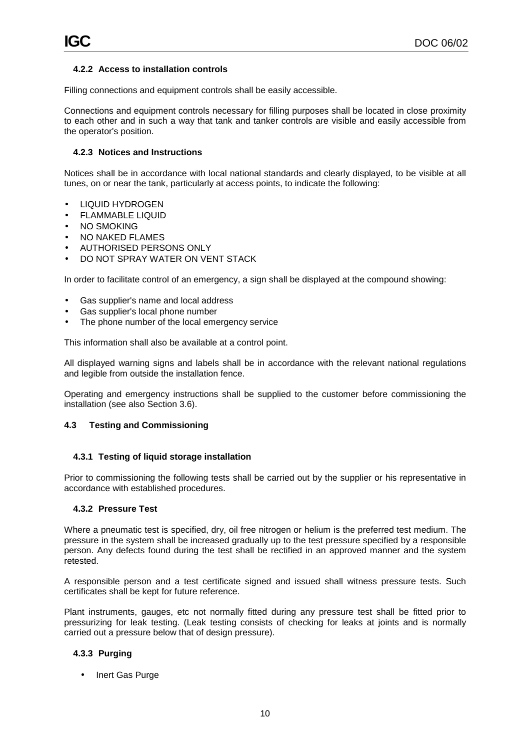#### 4.2.2 Access to installation controls

Filling connections and equipment controls shall be easily accessible.

Connections and equipment controls necessary for filling purposes shall be located in close proximity to each other and in such a way that tank and tanker controls are visible and easily accessible from the operator's position.

#### 4.2.3 Notices and Instructions

Notices shall be in accordance with local national standards and clearly displayed, to be visible at all tunes, on or near the tank, particularly at access points, to indicate the following:

- LIQUID HYDROGEN
- FLAMMABLE LIQUID
- NO SMOKING
- NO NAKED FLAMES
- AUTHORISED PERSONS ONLY
- DO NOT SPRAY WATER ON VENT STACK

In order to facilitate control of an emergency, a sign shall be displayed at the compound showing:

- Gas supplier's name and local address
- Gas supplier's local phone number
- The phone number of the local emergency service

This information shall also be available at a control point.

All displayed warning signs and labels shall be in accordance with the relevant national regulations and legible from outside the installation fence.

Operating and emergency instructions shall be supplied to the customer before commissioning the installation (see also Section 3.6).

### 4.3 Testing and Commissioning

#### 4.3.1 Testing of liquid storage installation

Prior to commissioning the following tests shall be carried out by the supplier or his representative in accordance with established procedures.

#### 4.3.2 Pressure Test

Where a pneumatic test is specified, dry, oil free nitrogen or helium is the preferred test medium. The pressure in the system shall be increased gradually up to the test pressure specified by a responsible person. Any defects found during the test shall be rectified in an approved manner and the system retested.

A responsible person and a test certificate signed and issued shall witness pressure tests. Such certificates shall be kept for future reference.

Plant instruments, gauges, etc not normally fitted during any pressure test shall be fitted prior to pressurizing for leak testing. (Leak testing consists of checking for leaks at joints and is normally carried out a pressure below that of design pressure).

#### 4.3.3 Purging

- Inert Gas Purge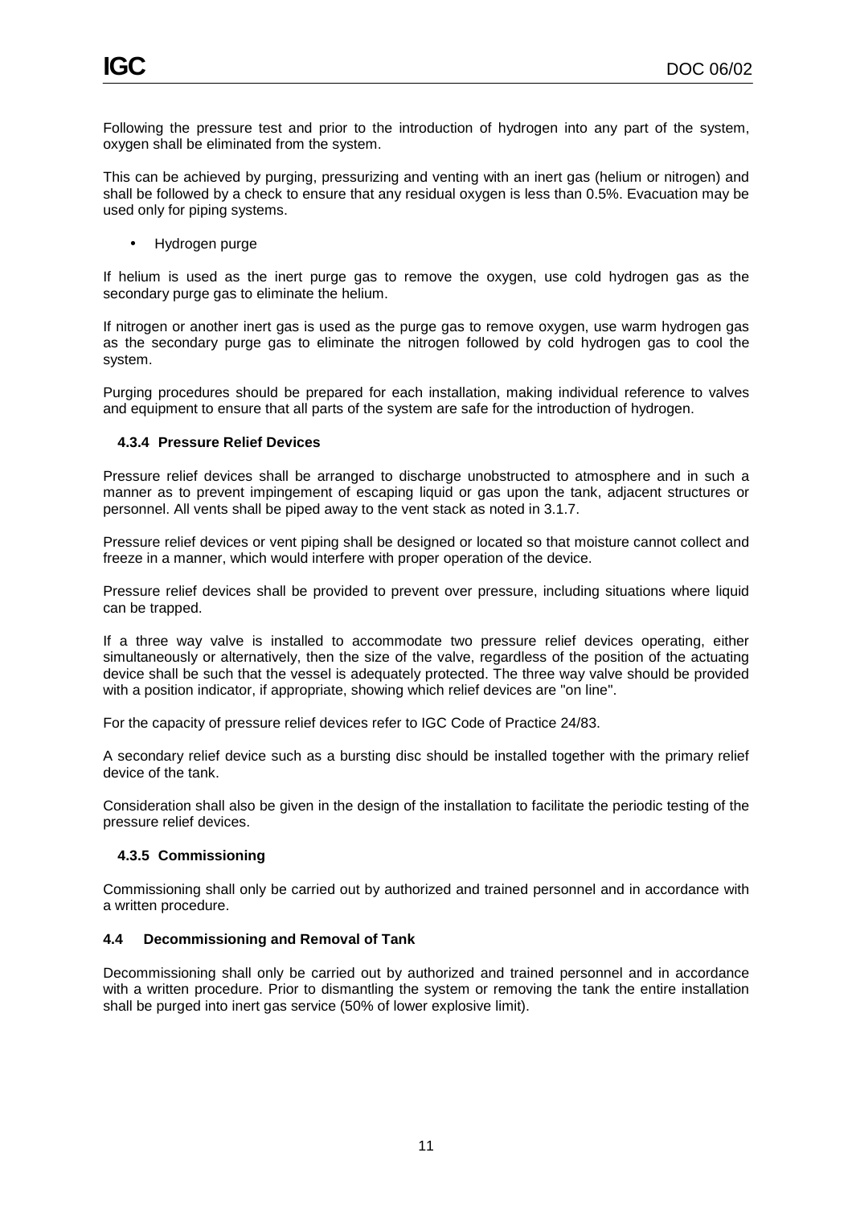Following the pressure test and prior to the introduction of hydrogen into any part of the system, oxygen shall be eliminated from the system.

This can be achieved by purging, pressurizing and venting with an inert gas (helium or nitrogen) and shall be followed by a check to ensure that any residual oxygen is less than 0.5%. Evacuation may be used only for piping systems.

- Hydrogen purge

If helium is used as the inert purge gas to remove the oxygen, use cold hydrogen gas as the secondary purge gas to eliminate the helium.

If nitrogen or another inert gas is used as the purge gas to remove oxygen, use warm hydrogen gas as the secondary purge gas to eliminate the nitrogen followed by cold hydrogen gas to cool the system.

Purging procedures should be prepared for each installation, making individual reference to valves and equipment to ensure that all parts of the system are safe for the introduction of hydrogen.

#### 4.3.4 Pressure Relief Devices

Pressure relief devices shall be arranged to discharge unobstructed to atmosphere and in such a manner as to prevent impingement of escaping liquid or gas upon the tank, adjacent structures or personnel. All vents shall be piped away to the vent stack as noted in 3.1.7.

Pressure relief devices or vent piping shall be designed or located so that moisture cannot collect and freeze in a manner, which would interfere with proper operation of the device.

Pressure relief devices shall be provided to prevent over pressure, including situations where liquid can be trapped.

If a three way valve is installed to accommodate two pressure relief devices operating, either simultaneously or alternatively, then the size of the valve, regardless of the position of the actuating device shall be such that the vessel is adequately protected. The three way valve should be provided with a position indicator, if appropriate, showing which relief devices are "on line".

For the capacity of pressure relief devices refer to IGC Code of Practice 24/83.

A secondary relief device such as a bursting disc should be installed together with the primary relief device of the tank.

Consideration shall also be given in the design of the installation to facilitate the periodic testing of the pressure relief devices.

#### 4.3.5 Commissioning

Commissioning shall only be carried out by authorized and trained personnel and in accordance with a written procedure.

### 4.4 Decommissioning and Removal of Tank

Decommissioning shall only be carried out by authorized and trained personnel and in accordance with a written procedure. Prior to dismantling the system or removing the tank the entire installation shall be purged into inert gas service (50% of lower explosive limit).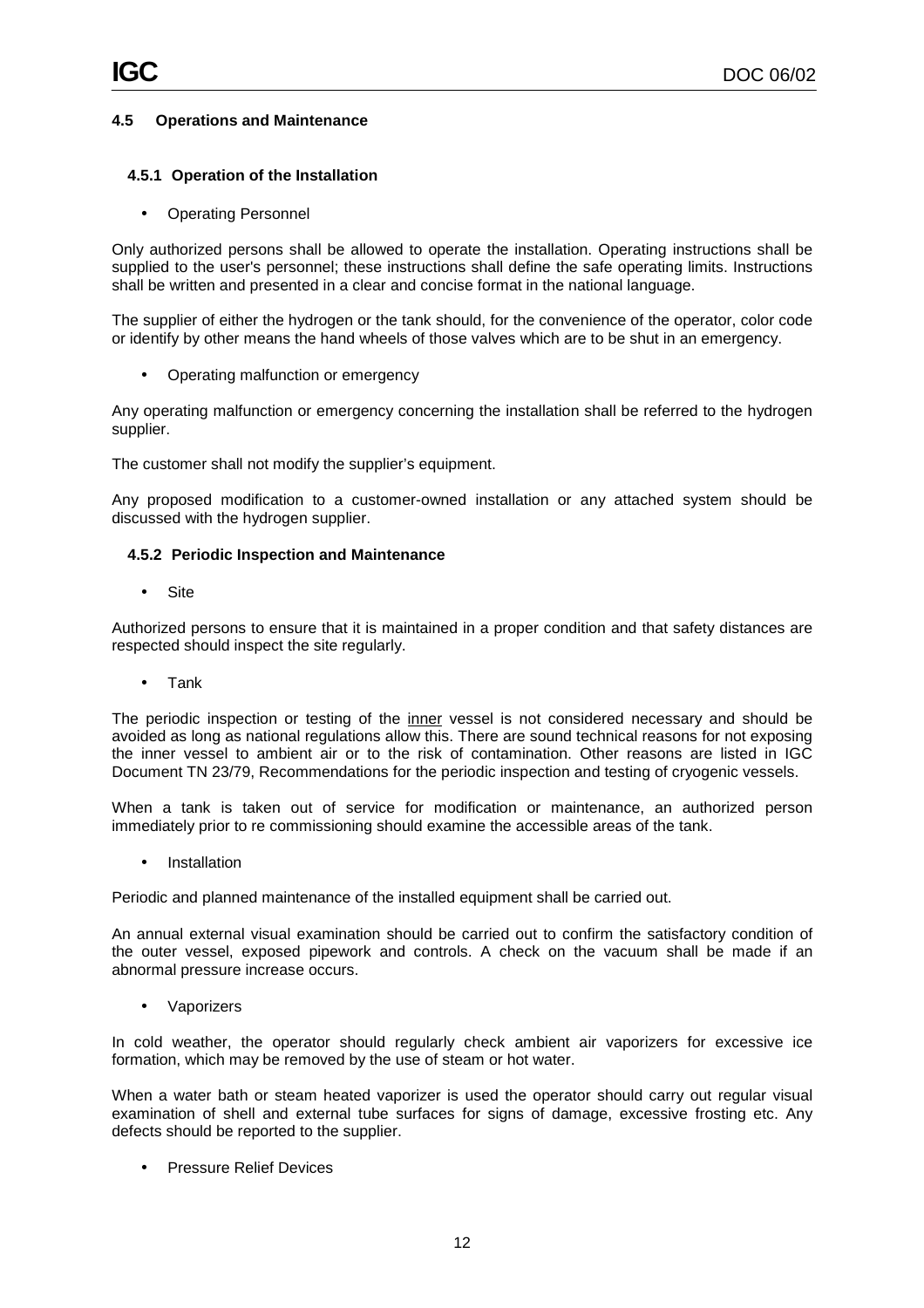## 4.5 Operations and Maintenance

### 4.5.1 Operation of the Installation

- Operating Personnel

Only authorized persons shall be allowed to operate the installation. Operating instructions shall be supplied to the user's personnel; these instructions shall define the safe operating limits. Instructions shall be written and presented in a clear and concise format in the national language.

The supplier of either the hydrogen or the tank should, for the convenience of the operator, color code or identify by other means the hand wheels of those valves which are to be shut in an emergency.

- Operating malfunction or emergency

Any operating malfunction or emergency concerning the installation shall be referred to the hydrogen supplier.

The customer shall not modify the supplier's equipment.

Any proposed modification to a customer-owned installation or any attached system should be discussed with the hydrogen supplier.

### 4.5.2 Periodic Inspection and Maintenance

- Site

Authorized persons to ensure that it is maintained in a proper condition and that safety distances are respected should inspect the site regularly.

- Tank

The periodic inspection or testing of the <u>inner</u> vessel is not considered necessary and should be avoided as long as national regulations allow this. There are sound technical reasons for not exposing the inner vessel to ambient air or to the risk of contamination. Other reasons are listed in IGC Document TN 23/79, Recommendations for the periodic inspection and testing of cryogenic vessels.

When a tank is taken out of service for modification or maintenance, an authorized person immediately prior to re commissioning should examine the accessible areas of the tank.

- Installation

Periodic and planned maintenance of the installed equipment shall be carried out.

An annual external visual examination should be carried out to confirm the satisfactory condition of the outer vessel, exposed pipework and controls. A check on the vacuum shall be made if an abnormal pressure increase occurs.

- Vaporizers

In cold weather, the operator should regularly check ambient air vaporizers for excessive ice formation, which may be removed by the use of steam or hot water.

When a water bath or steam heated vaporizer is used the operator should carry out regular visual examination of shell and external tube surfaces for signs of damage, excessive frosting etc. Any defects should be reported to the supplier.

- Pressure Relief Devices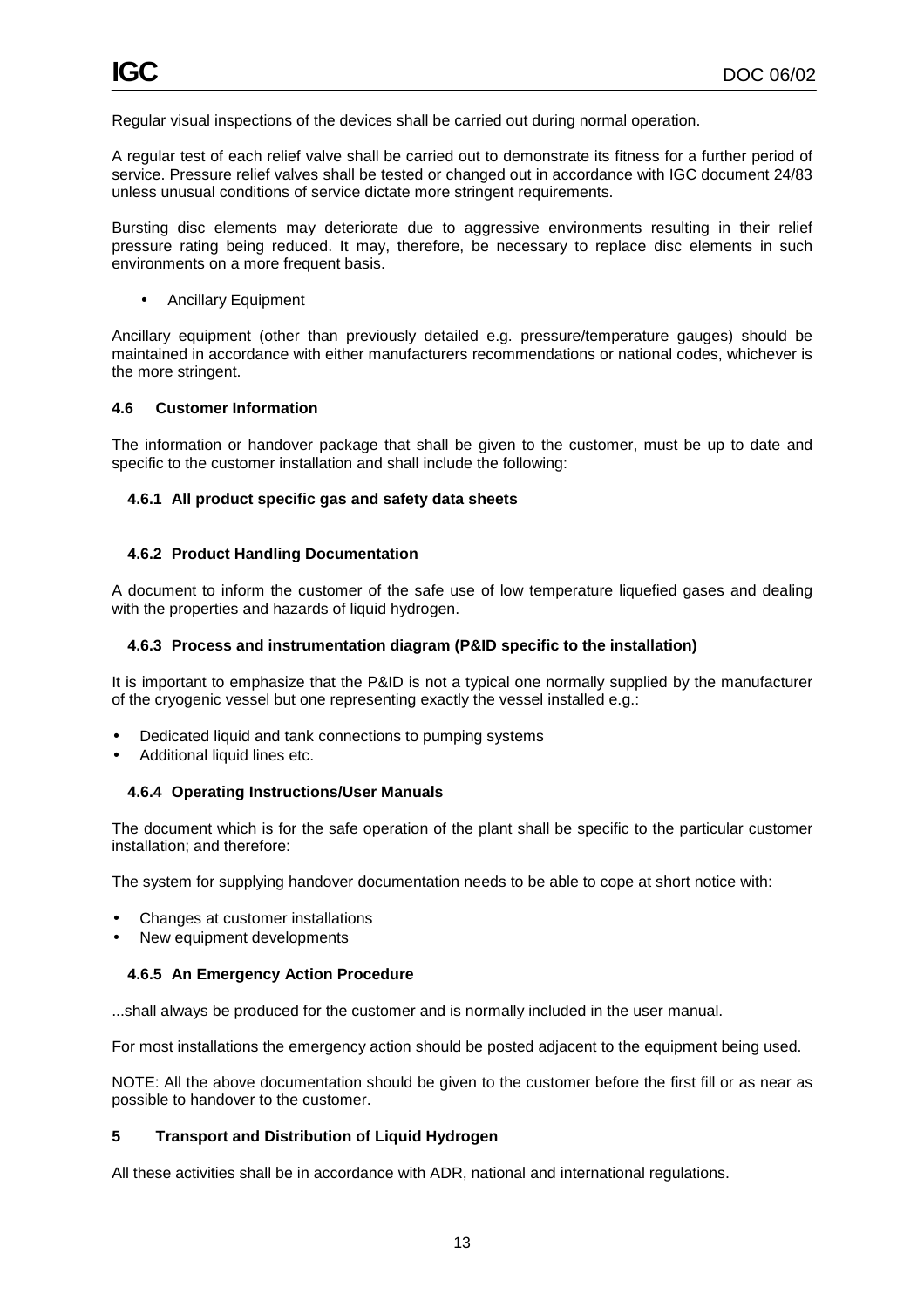Regular visual inspections of the devices shall be carried out during normal operation.

A regular test of each relief valve shall be carried out to demonstrate its fitness for a further period of service. Pressure relief valves shall be tested or changed out in accordance with IGC document 24/83 unless unusual conditions of service dictate more stringent requirements.

Bursting disc elements may deteriorate due to aggressive environments resulting in their relief pressure rating being reduced. It may, therefore, be necessary to replace disc elements in such environments on a more frequent basis.

- Ancillary Equipment

Ancillary equipment (other than previously detailed e.g. pressure/temperature gauges) should be maintained in accordance with either manufacturers recommendations or national codes, whichever is the more stringent.

## 4.6 Customer Information

The information or handover package that shall be given to the customer, must be up to date and specific to the customer installation and shall include the following:

### 4.6.1 All product specific gas and safety data sheets

### 4.6.2 Product Handling Documentation

A document to inform the customer of the safe use of low temperature liquefied gases and dealing with the properties and hazards of liquid hydrogen.

### 4.6.3 Process and instrumentation diagram (P&ID specific to the installation)

It is important to emphasize that the P&ID is not a typical one normally supplied by the manufacturer of the cryogenic vessel but one representing exactly the vessel installed e.g.:

- Dedicated liquid and tank connections to pumping systems
- Additional liquid lines etc.

### 4.6.4 Operating Instructions/User Manuals

The document which is for the safe operation of the plant shall be specific to the particular customer installation; and therefore:

The system for supplying handover documentation needs to be able to cope at short notice with:

- Changes at customer installations
- New equipment developments

### 4.6.5 An Emergency Action Procedure

...shall always be produced for the customer and is normally included in the user manual.

For most installations the emergency action should be posted adjacent to the equipment being used.

NOTE: All the above documentation should be given to the customer before the first fill or as near as possible to handover to the customer.

# 5 Transport and Distribution of Liquid Hydrogen

All these activities shall be in accordance with ADR, national and international regulations.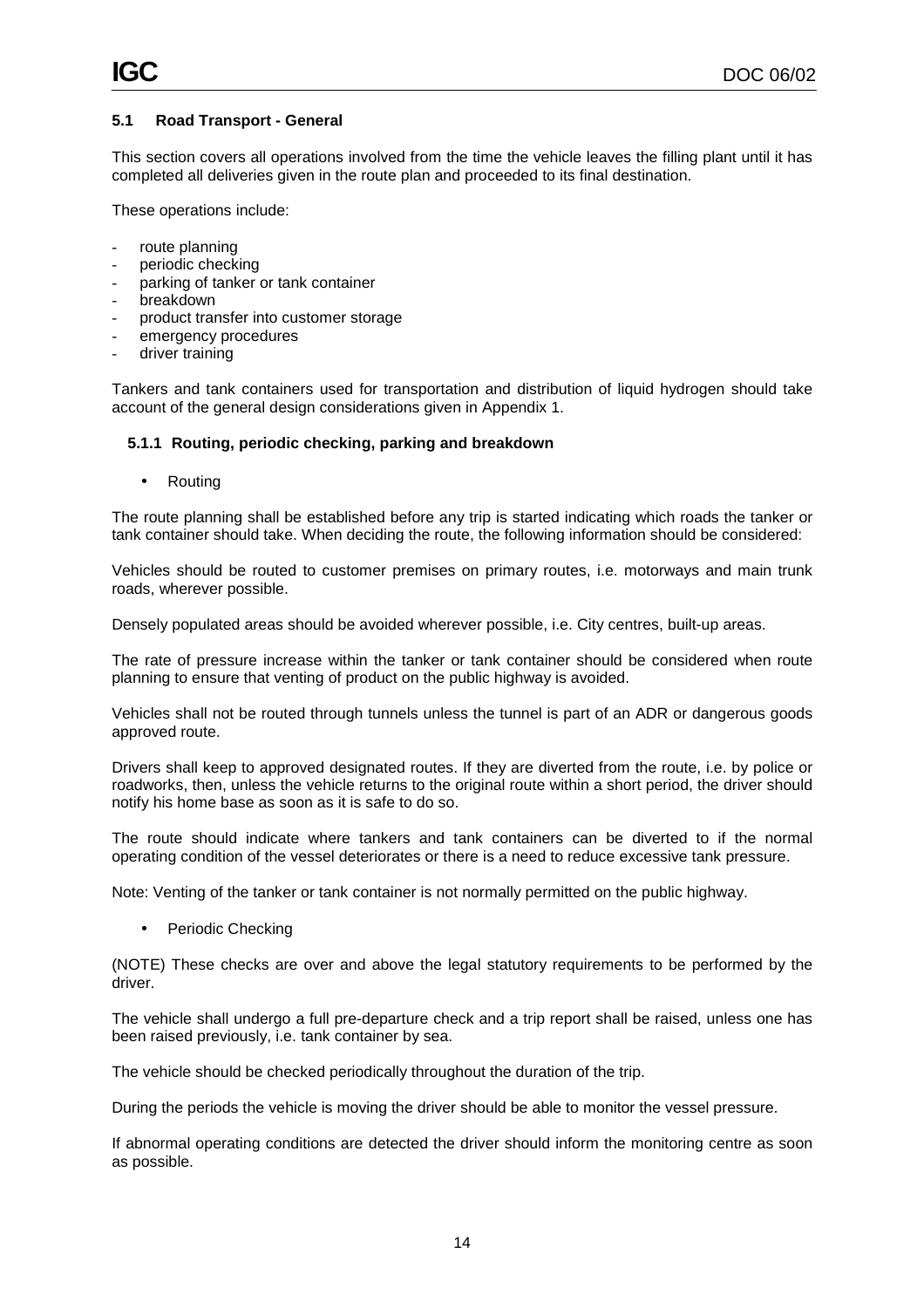## 5.1 Road Transport - General

This section covers all operations involved from the time the vehicle leaves the filling plant until it has completed all deliveries given in the route plan and proceeded to its final destination.

These operations include:

- route planning
- periodic checking
- parking of tanker or tank container
- breakdown
- product transfer into customer storage
- emergency procedures
- driver training

Tankers and tank containers used for transportation and distribution of liquid hydrogen should take account of the general design considerations given in Appendix 1.

### 5.1.1 Routing, periodic checking, parking and breakdown

- Routing

The route planning shall be established before any trip is started indicating which roads the tanker or tank container should take. When deciding the route, the following information should be considered:

Vehicles should be routed to customer premises on primary routes, i.e. motorways and main trunk roads, wherever possible.

Densely populated areas should be avoided wherever possible, i.e. City centres, built-up areas.

The rate of pressure increase within the tanker or tank container should be considered when route planning to ensure that venting of product on the public highway is avoided.

Vehicles shall not be routed through tunnels unless the tunnel is part of an ADR or dangerous goods approved route.

Drivers shall keep to approved designated routes. If they are diverted from the route, i.e. by police or roadworks, then, unless the vehicle returns to the original route within a short period, the driver should notify his home base as soon as it is safe to do so.

The route should indicate where tankers and tank containers can be diverted to if the normal operating condition of the vessel deteriorates or there is a need to reduce excessive tank pressure.

Note: Venting of the tanker or tank container is not normally permitted on the public highway.

- Periodic Checking

(NOTE) These checks are over and above the legal statutory requirements to be performed by the driver.

The vehicle shall undergo a full pre-departure check and a trip report shall be raised, unless one has been raised previously, i.e. tank container by sea.

The vehicle should be checked periodically throughout the duration of the trip.

During the periods the vehicle is moving the driver should be able to monitor the vessel pressure.

If abnormal operating conditions are detected the driver should inform the monitoring centre as soon as possible.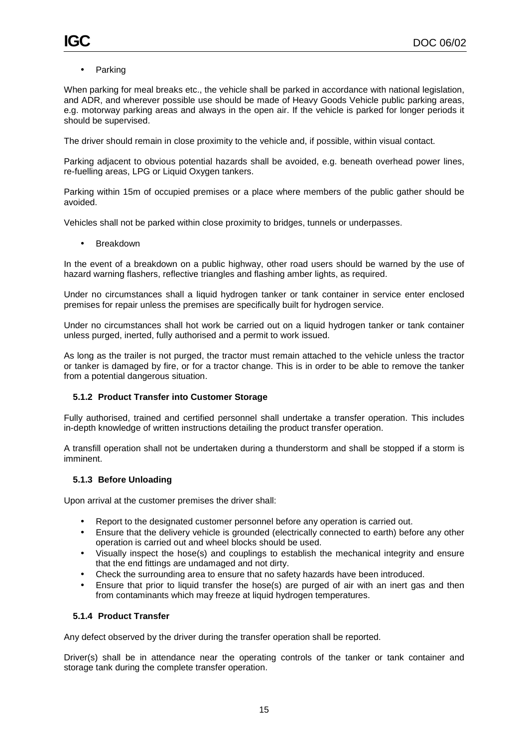- Parking

When parking for meal breaks etc., the vehicle shall be parked in accordance with national legislation, and ADR, and wherever possible use should be made of Heavy Goods Vehicle public parking areas, e.g. motorway parking areas and always in the open air. If the vehicle is parked for longer periods it should be supervised.

The driver should remain in close proximity to the vehicle and, if possible, within visual contact.

Parking adjacent to obvious potential hazards shall be avoided, e.g. beneath overhead power lines, re-fuelling areas, LPG or Liquid Oxygen tankers.

Parking within 15m of occupied premises or a place where members of the public gather should be avoided.

Vehicles shall not be parked within close proximity to bridges, tunnels or underpasses.

- Breakdown

In the event of a breakdown on a public highway, other road users should be warned by the use of hazard warning flashers, reflective triangles and flashing amber lights, as required.

Under no circumstances shall a liquid hydrogen tanker or tank container in service enter enclosed premises for repair unless the premises are specifically built for hydrogen service.

Under no circumstances shall hot work be carried out on a liquid hydrogen tanker or tank container unless purged, inerted, fully authorised and a permit to work issued.

As long as the trailer is not purged, the tractor must remain attached to the vehicle unless the tractor or tanker is damaged by fire, or for a tractor change. This is in order to be able to remove the tanker from a potential dangerous situation.

### 5.1.2 Product Transfer into Customer Storage

Fully authorised, trained and certified personnel shall undertake a transfer operation. This includes in-depth knowledge of written instructions detailing the product transfer operation.

A transfill operation shall not be undertaken during a thunderstorm and shall be stopped if a storm is imminent.

### 5.1.3 Before Unloading

Upon arrival at the customer premises the driver shall:

- Report to the designated customer personnel before any operation is carried out.
- Ensure that the delivery vehicle is grounded (electrically connected to earth) before any other operation is carried out and wheel blocks should be used.
- Visually inspect the hose(s) and couplings to establish the mechanical integrity and ensure that the end fittings are undamaged and not dirty.
- Check the surrounding area to ensure that no safety hazards have been introduced.
- Ensure that prior to liquid transfer the hose(s) are purged of air with an inert gas and then from contaminants which may freeze at liquid hydrogen temperatures.

### 5.1.4 Product Transfer

Any defect observed by the driver during the transfer operation shall be reported.

Driver(s) shall be in attendance near the operating controls of the tanker or tank container and storage tank during the complete transfer operation.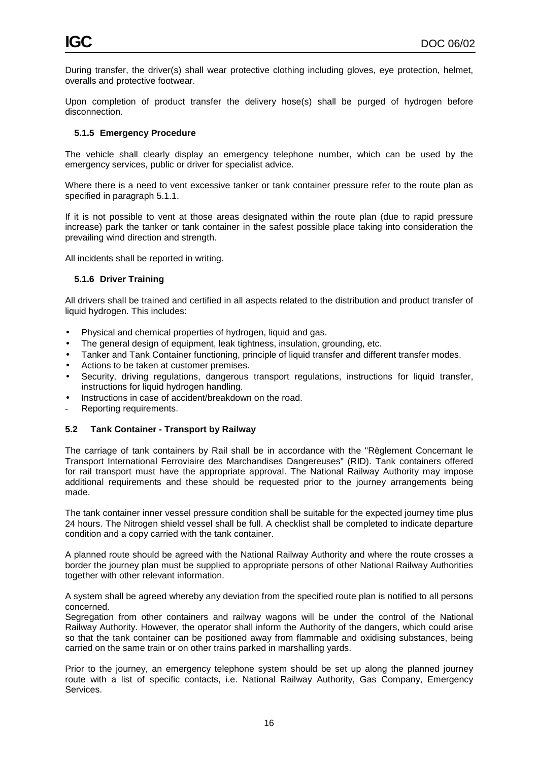During transfer, the driver(s) shall wear protective clothing including gloves, eye protection, helmet, overalls and protective footwear.

Upon completion of product transfer the delivery hose(s) shall be purged of hydrogen before disconnection.

### 5.1.5 Emergency Procedure

The vehicle shall clearly display an emergency telephone number, which can be used by the emergency services, public or driver for specialist advice.

Where there is a need to vent excessive tanker or tank container pressure refer to the route plan as specified in paragraph 5.1.1.

If it is not possible to vent at those areas designated within the route plan (due to rapid pressure increase) park the tanker or tank container in the safest possible place taking into consideration the prevailing wind direction and strength.

All incidents shall be reported in writing.

### 5.1.6 Driver Training

All drivers shall be trained and certified in all aspects related to the distribution and product transfer of liquid hydrogen. This includes:

- Physical and chemical properties of hydrogen, liquid and gas.
- The general design of equipment, leak tightness, insulation, grounding, etc.
- Tanker and Tank Container functioning, principle of liquid transfer and different transfer modes.
- Actions to be taken at customer premises.
- Security, driving regulations, dangerous transport regulations, instructions for liquid transfer, instructions for liquid hydrogen handling.
- Instructions in case of accident/breakdown on the road.
- Reporting requirements.

## 5.2 Tank Container - Transport by Railway

The carriage of tank containers by Rail shall be in accordance with the "Règlement Concernant le Transport International Ferroviaire des Marchandises Dangereuses" (RID). Tank containers offered for rail transport must have the appropriate approval. The National Railway Authority may impose additional requirements and these should be requested prior to the journey arrangements being made.

The tank container inner vessel pressure condition shall be suitable for the expected journey time plus 24 hours. The Nitrogen shield vessel shall be full. A checklist shall be completed to indicate departure condition and a copy carried with the tank container.

A planned route should be agreed with the National Railway Authority and where the route crosses a border the journey plan must be supplied to appropriate persons of other National Railway Authorities together with other relevant information.

A system shall be agreed whereby any deviation from the specified route plan is notified to all persons concerned.

Segregation from other containers and railway wagons will be under the control of the National Railway Authority. However, the operator shall inform the Authority of the dangers, which could arise so that the tank container can be positioned away from flammable and oxidising substances, being carried on the same train or on other trains parked in marshalling yards.

Prior to the journey, an emergency telephone system should be set up along the planned journey route with a list of specific contacts, i.e. National Railway Authority, Gas Company, Emergency Services.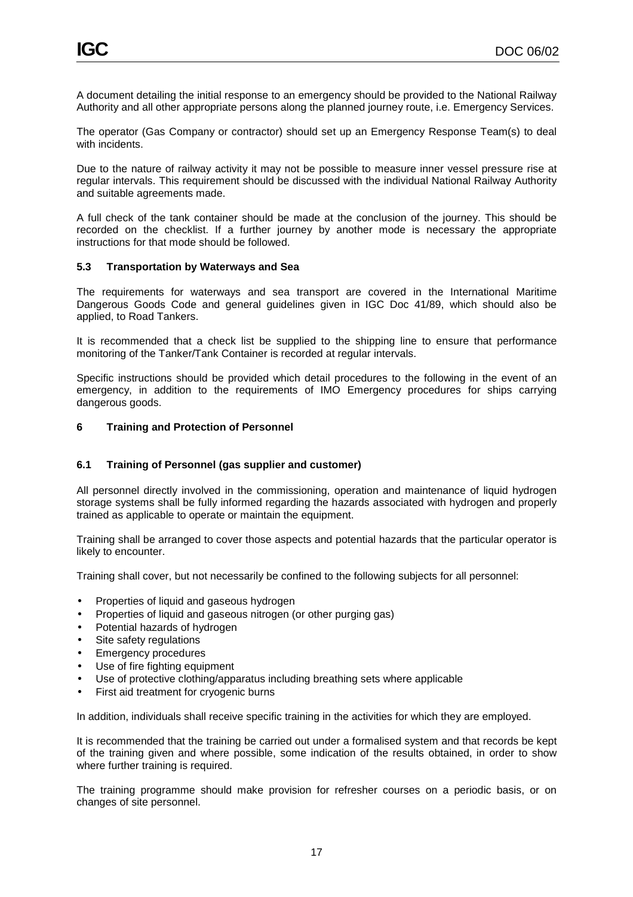A document detailing the initial response to an emergency should be provided to the National Railway Authority and all other appropriate persons along the planned journey route, i.e. Emergency Services.

The operator (Gas Company or contractor) should set up an Emergency Response Team(s) to deal with incidents.

Due to the nature of railway activity it may not be possible to measure inner vessel pressure rise at regular intervals. This requirement should be discussed with the individual National Railway Authority and suitable agreements made.

A full check of the tank container should be made at the conclusion of the journey. This should be recorded on the checklist. If a further journey by another mode is necessary the appropriate instructions for that mode should be followed.

### 5.3 Transportation by Waterways and Sea

The requirements for waterways and sea transport are covered in the International Maritime Dangerous Goods Code and general guidelines given in IGC Doc 41/89, which should also be applied, to Road Tankers.

It is recommended that a check list be supplied to the shipping line to ensure that performance monitoring of the Tanker/Tank Container is recorded at regular intervals.

Specific instructions should be provided which detail procedures to the following in the event of an emergency, in addition to the requirements of IMO Emergency procedures for ships carrying dangerous goods.

## 6 Training and Protection of Personnel

### 6.1 Training of Personnel (gas supplier and customer)

All personnel directly involved in the commissioning, operation and maintenance of liquid hydrogen storage systems shall be fully informed regarding the hazards associated with hydrogen and properly trained as applicable to operate or maintain the equipment.

Training shall be arranged to cover those aspects and potential hazards that the particular operator is likely to encounter.

Training shall cover, but not necessarily be confined to the following subjects for all personnel:

- Properties of liquid and gaseous hydrogen
- Properties of liquid and gaseous nitrogen (or other purging gas)
- Potential hazards of hydrogen
- Site safety regulations
- Emergency procedures
- Use of fire fighting equipment
- Use of protective clothing/apparatus including breathing sets where applicable
- First aid treatment for cryogenic burns

In addition, individuals shall receive specific training in the activities for which they are employed.

It is recommended that the training be carried out under a formalised system and that records be kept of the training given and where possible, some indication of the results obtained, in order to show where further training is required.

The training programme should make provision for refresher courses on a periodic basis, or on changes of site personnel.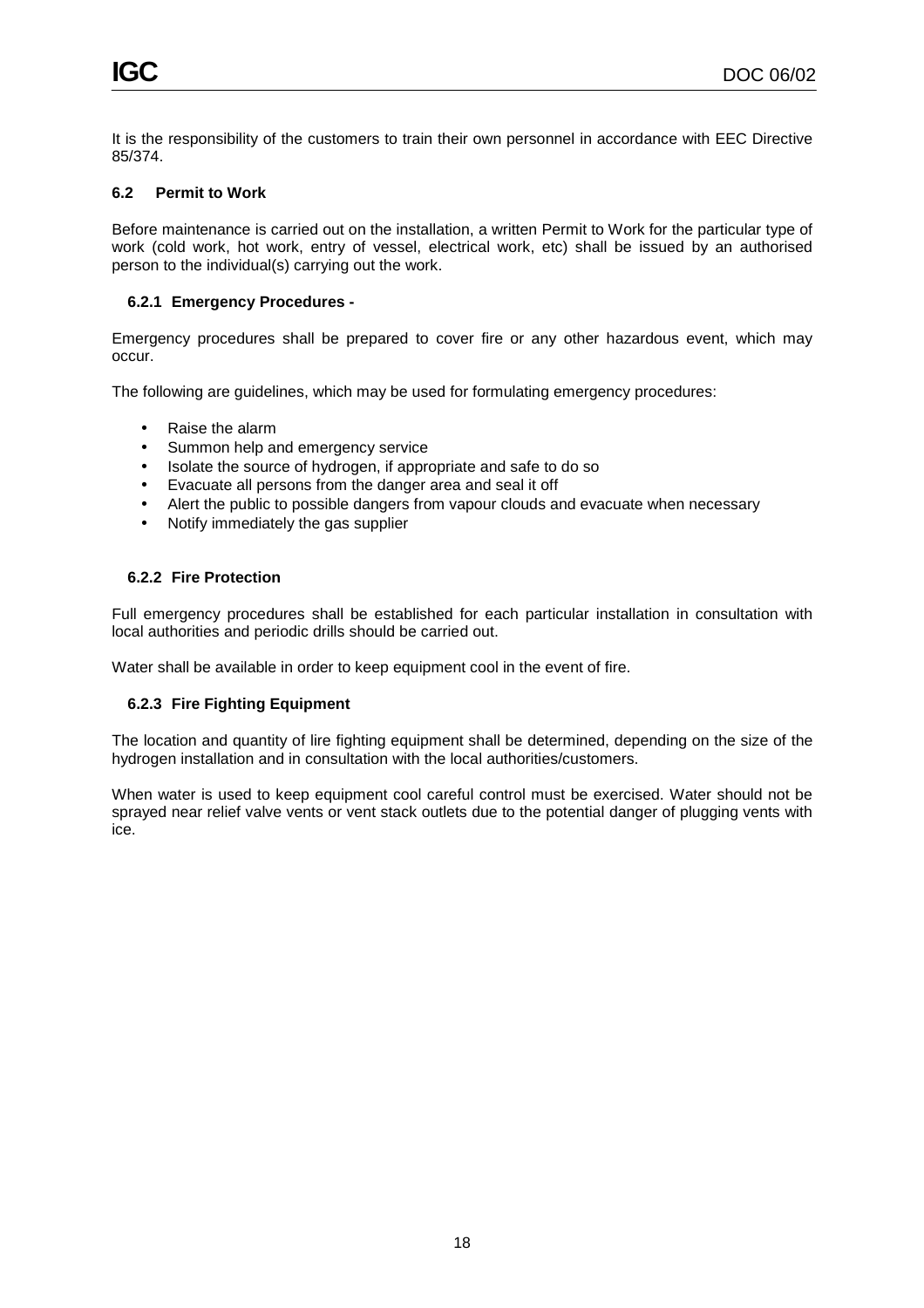It is the responsibility of the customers to train their own personnel in accordance with EEC Directive 85/374.

## 6.2 Permit to Work

Before maintenance is carried out on the installation, a written Permit to Work for the particular type of work (cold work, hot work, entry of vessel, electrical work, etc) shall be issued by an authorised person to the individual(s) carrying out the work.

### 6.2.1 Emergency Procedures -

Emergency procedures shall be prepared to cover fire or any other hazardous event, which may occur.

The following are guidelines, which may be used for formulating emergency procedures:

- Raise the alarm
- Summon help and emergency service
- Isolate the source of hydrogen, if appropriate and safe to do so
- Evacuate all persons from the danger area and seal it off
- Alert the public to possible dangers from vapour clouds and evacuate when necessary
- Notify immediately the gas supplier

### 6.2.2 Fire Protection

Full emergency procedures shall be established for each particular installation in consultation with local authorities and periodic drills should be carried out.

Water shall be available in order to keep equipment cool in the event of fire.

### 6.2.3 Fire Fighting Equipment

The location and quantity of lire fighting equipment shall be determined, depending on the size of the hydrogen installation and in consultation with the local authorities/customers.

When water is used to keep equipment cool careful control must be exercised. Water should not be sprayed near relief valve vents or vent stack outlets due to the potential danger of plugging vents with ice.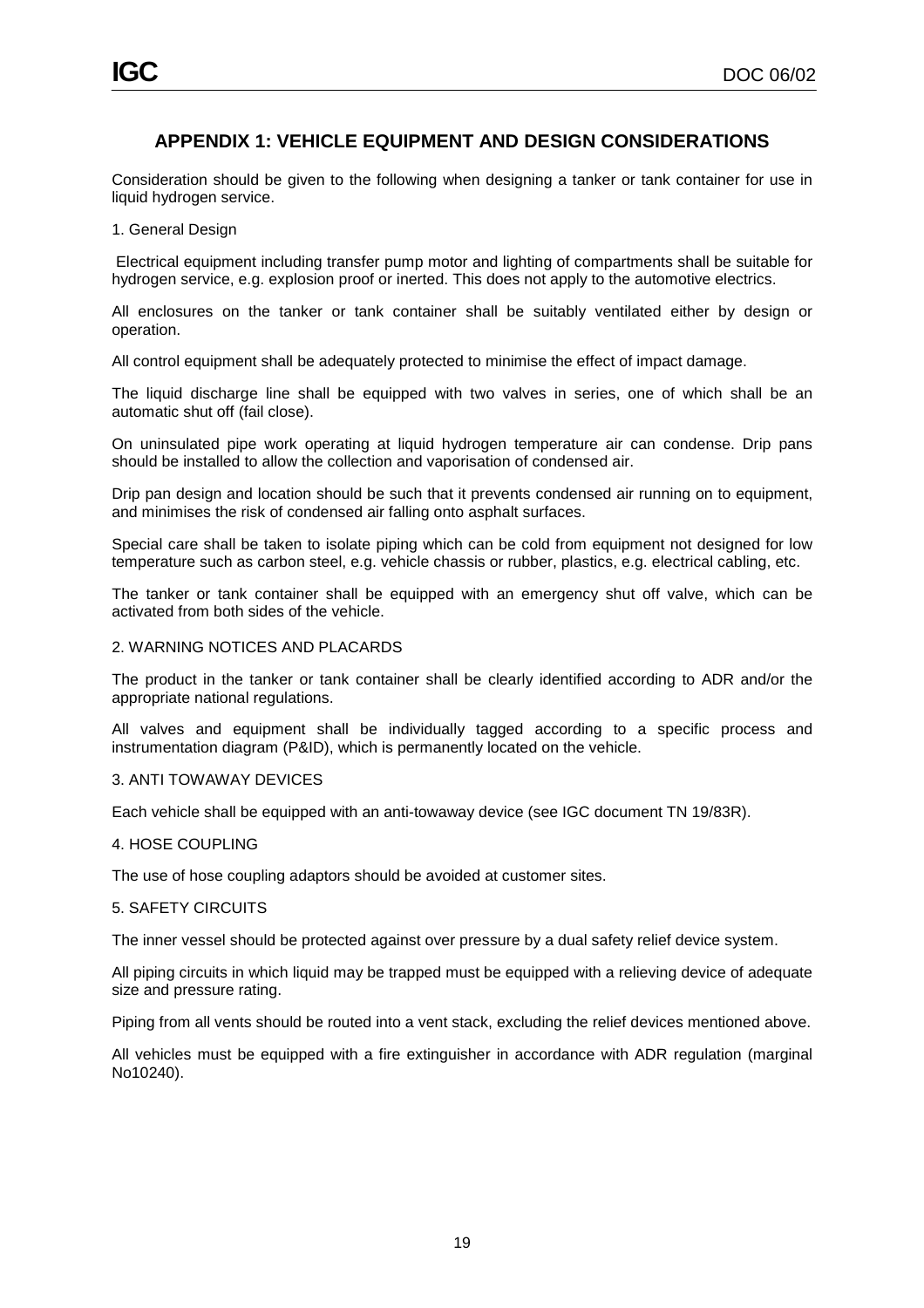## APPENDIX 1: VEHICLE EQUIPMENT AND DESIGN CONSIDERATIONS

Consideration should be given to the following when designing a tanker or tank container for use in liquid hydrogen service.

1. General Design

Electrical equipment including transfer pump motor and lighting of compartments shall be suitable for hydrogen service, e.g. explosion proof or inerted. This does not apply to the automotive electrics.

All enclosures on the tanker or tank container shall be suitably ventilated either by design or operation.

All control equipment shall be adequately protected to minimise the effect of impact damage.

The liquid discharge line shall be equipped with two valves in series, one of which shall be an automatic shut off (fail close).

On uninsulated pipe work operating at liquid hydrogen temperature air can condense. Drip pans should be installed to allow the collection and vaporisation of condensed air.

Drip pan design and location should be such that it prevents condensed air running on to equipment, and minimises the risk of condensed air falling onto asphalt surfaces.

Special care shall be taken to isolate piping which can be cold from equipment not designed for low temperature such as carbon steel, e.g. vehicle chassis or rubber, plastics, e.g. electrical cabling, etc.

The tanker or tank container shall be equipped with an emergency shut off valve, which can be activated from both sides of the vehicle.

2. WARNING NOTICES AND PLACARDS

The product in the tanker or tank container shall be clearly identified according to ADR and/or the appropriate national regulations.

All valves and equipment shall be individually tagged according to a specific process and instrumentation diagram (P&ID), which is permanently located on the vehicle.

3. ANTI TOWAWAY DEVICES

Each vehicle shall be equipped with an anti-towaway device (see IGC document TN 19/83R).

4. HOSE COUPLING

The use of hose coupling adaptors should be avoided at customer sites.

5. SAFETY CIRCUITS

The inner vessel should be protected against over pressure by a dual safety relief device system.

All piping circuits in which liquid may be trapped must be equipped with a relieving device of adequate size and pressure rating.

Piping from all vents should be routed into a vent stack, excluding the relief devices mentioned above.

All vehicles must be equipped with a fire extinguisher in accordance with ADR regulation (marginal No10240).